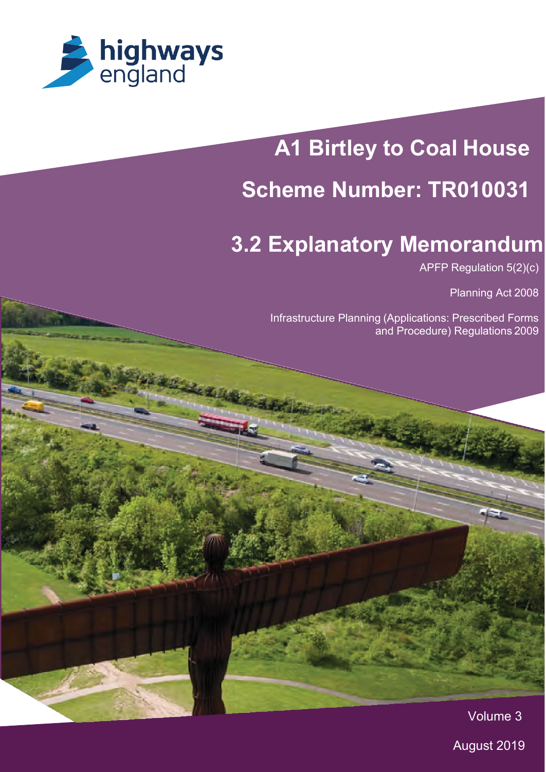highways england

# A1 Birtley to Coal House

# Scheme Number: TR010031

## 3.2 Explanatory Memorandum

APFP Regulation 5(2)(c)

Planning Act 2008

Infrastructure Planning (Applications: Prescribed Forms and Procedure) Regulations 2009

Volume 3

August 2019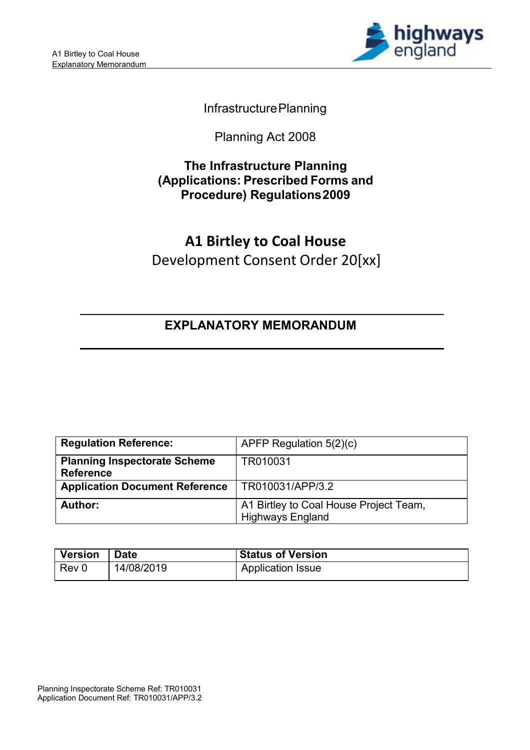Infrastructure Planning

Planning Act 2008

**The Infrastructure Planning (Applications: Prescribed Forms and Procedure) Regulations 2009**

# A1 Birtley to Coal House

Development Consent Order 20[xx]

## EXPLANATORY MEMORANDUM

| **Regulation Reference:** | APFP Regulation 5(2)(c) |
|---|---|
| **Planning Inspectorate Scheme Reference** | TR010031 |
| **Application Document Reference** | TR010031/APP/3.2 |
| **Author:** | A1 Birtley to Coal House Project Team, Highways England |

| Version | Date | Status of Version |
|---|---|---|
| Rev 0 | 14/08/2019 | Application Issue |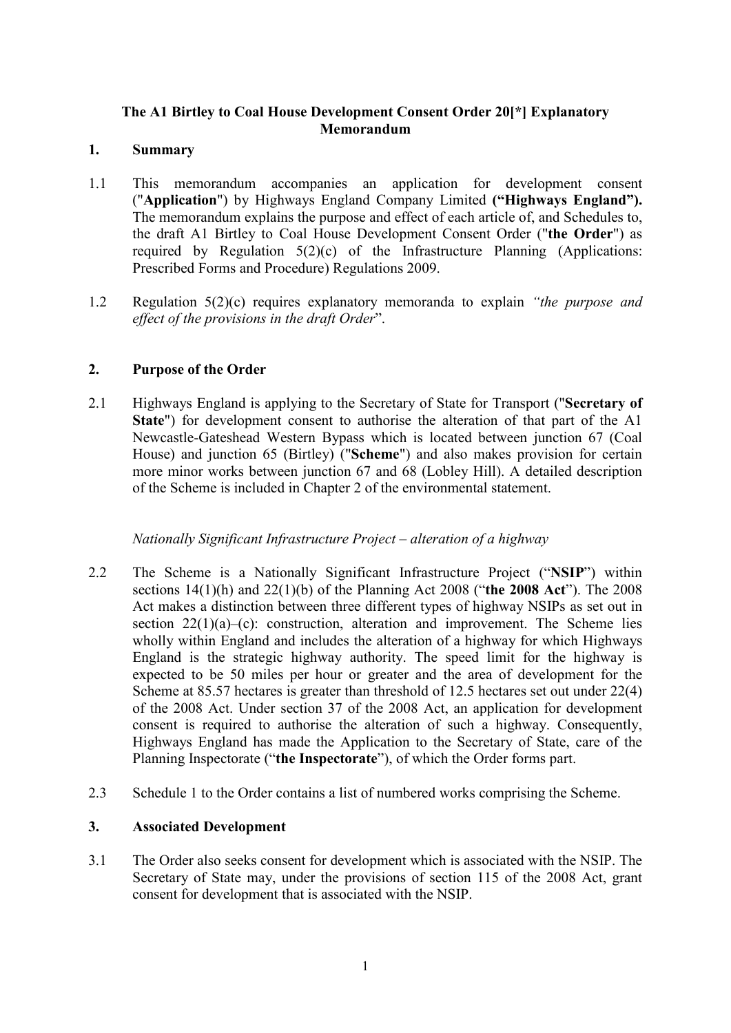**The A1 Birtley to Coal House Development Consent Order 20[*] Explanatory Memorandum**

## 1. Summary

1.1 This memorandum accompanies an application for development consent ("**Application**") by Highways England Company Limited **("Highways England").** The memorandum explains the purpose and effect of each article of, and Schedules to, the draft A1 Birtley to Coal House Development Consent Order ("**the Order**") as required by Regulation 5(2)(c) of the Infrastructure Planning (Applications: Prescribed Forms and Procedure) Regulations 2009.

1.2 Regulation 5(2)(c) requires explanatory memoranda to explain *"the purpose and effect of the provisions in the draft Order*".

## 2. Purpose of the Order

2.1 Highways England is applying to the Secretary of State for Transport ("**Secretary of State**") for development consent to authorise the alteration of that part of the A1 Newcastle-Gateshead Western Bypass which is located between junction 67 (Coal House) and junction 65 (Birtley) ("**Scheme**") and also makes provision for certain more minor works between junction 67 and 68 (Lobley Hill). A detailed description of the Scheme is included in Chapter 2 of the environmental statement.

*Nationally Significant Infrastructure Project – alteration of a highway*

2.2 The Scheme is a Nationally Significant Infrastructure Project ("**NSIP**") within sections 14(1)(h) and 22(1)(b) of the Planning Act 2008 ("**the 2008 Act**"). The 2008 Act makes a distinction between three different types of highway NSIPs as set out in section 22(1)(a)–(c): construction, alteration and improvement. The Scheme lies wholly within England and includes the alteration of a highway for which Highways England is the strategic highway authority. The speed limit for the highway is expected to be 50 miles per hour or greater and the area of development for the Scheme at 85.57 hectares is greater than threshold of 12.5 hectares set out under 22(4) of the 2008 Act. Under section 37 of the 2008 Act, an application for development consent is required to authorise the alteration of such a highway. Consequently, Highways England has made the Application to the Secretary of State, care of the Planning Inspectorate ("**the Inspectorate**"), of which the Order forms part.

2.3 Schedule 1 to the Order contains a list of numbered works comprising the Scheme.

## 3. Associated Development

3.1 The Order also seeks consent for development which is associated with the NSIP. The Secretary of State may, under the provisions of section 115 of the 2008 Act, grant consent for development that is associated with the NSIP.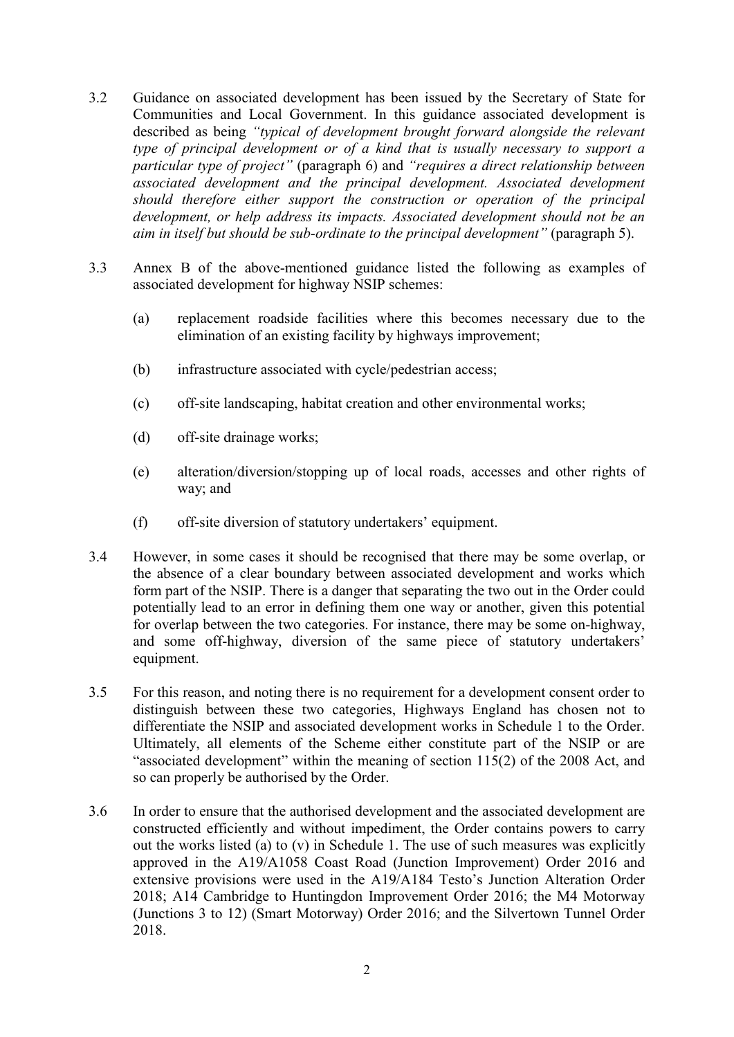3.2 Guidance on associated development has been issued by the Secretary of State for Communities and Local Government. In this guidance associated development is described as being *"typical of development brought forward alongside the relevant type of principal development or of a kind that is usually necessary to support a particular type of project"* (paragraph 6) and *"requires a direct relationship between associated development and the principal development. Associated development should therefore either support the construction or operation of the principal development, or help address its impacts. Associated development should not be an aim in itself but should be sub-ordinate to the principal development"* (paragraph 5).

3.3 Annex B of the above-mentioned guidance listed the following as examples of associated development for highway NSIP schemes:

(a) replacement roadside facilities where this becomes necessary due to the elimination of an existing facility by highways improvement;

(b) infrastructure associated with cycle/pedestrian access;

(c) off-site landscaping, habitat creation and other environmental works;

(d) off-site drainage works;

(e) alteration/diversion/stopping up of local roads, accesses and other rights of way; and

(f) off-site diversion of statutory undertakers' equipment.

3.4 However, in some cases it should be recognised that there may be some overlap, or the absence of a clear boundary between associated development and works which form part of the NSIP. There is a danger that separating the two out in the Order could potentially lead to an error in defining them one way or another, given this potential for overlap between the two categories. For instance, there may be some on-highway, and some off-highway, diversion of the same piece of statutory undertakers' equipment.

3.5 For this reason, and noting there is no requirement for a development consent order to distinguish between these two categories, Highways England has chosen not to differentiate the NSIP and associated development works in Schedule 1 to the Order. Ultimately, all elements of the Scheme either constitute part of the NSIP or are "associated development" within the meaning of section 115(2) of the 2008 Act, and so can properly be authorised by the Order.

3.6 In order to ensure that the authorised development and the associated development are constructed efficiently and without impediment, the Order contains powers to carry out the works listed (a) to (v) in Schedule 1. The use of such measures was explicitly approved in the A19/A1058 Coast Road (Junction Improvement) Order 2016 and extensive provisions were used in the A19/A184 Testo's Junction Alteration Order 2018; A14 Cambridge to Huntingdon Improvement Order 2016; the M4 Motorway (Junctions 3 to 12) (Smart Motorway) Order 2016; and the Silvertown Tunnel Order 2018.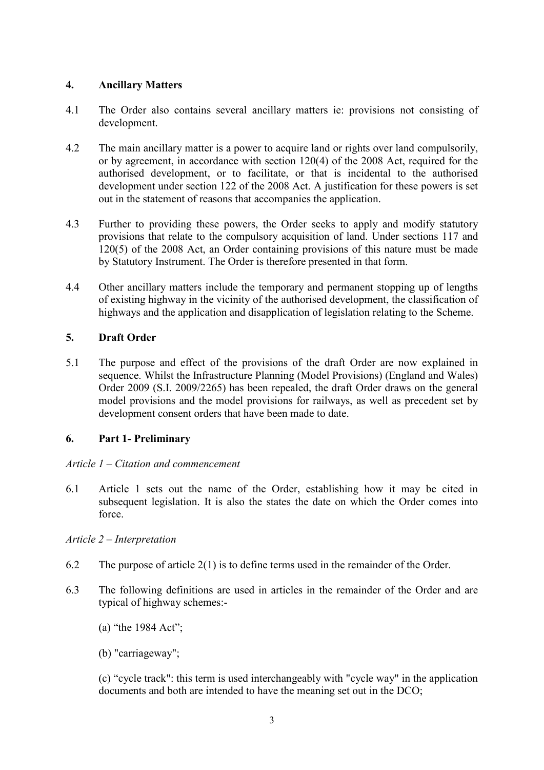## 4. Ancillary Matters

4.1 The Order also contains several ancillary matters ie: provisions not consisting of development.

4.2 The main ancillary matter is a power to acquire land or rights over land compulsorily, or by agreement, in accordance with section 120(4) of the 2008 Act, required for the authorised development, or to facilitate, or that is incidental to the authorised development under section 122 of the 2008 Act. A justification for these powers is set out in the statement of reasons that accompanies the application.

4.3 Further to providing these powers, the Order seeks to apply and modify statutory provisions that relate to the compulsory acquisition of land. Under sections 117 and 120(5) of the 2008 Act, an Order containing provisions of this nature must be made by Statutory Instrument. The Order is therefore presented in that form.

4.4 Other ancillary matters include the temporary and permanent stopping up of lengths of existing highway in the vicinity of the authorised development, the classification of highways and the application and disapplication of legislation relating to the Scheme.

## 5. Draft Order

5.1 The purpose and effect of the provisions of the draft Order are now explained in sequence. Whilst the Infrastructure Planning (Model Provisions) (England and Wales) Order 2009 (S.I. 2009/2265) has been repealed, the draft Order draws on the general model provisions and the model provisions for railways, as well as precedent set by development consent orders that have been made to date.

## 6. Part 1- Preliminary

*Article 1 – Citation and commencement*

6.1 Article 1 sets out the name of the Order, establishing how it may be cited in subsequent legislation. It is also the states the date on which the Order comes into force.

*Article 2 – Interpretation*

6.2 The purpose of article 2(1) is to define terms used in the remainder of the Order.

6.3 The following definitions are used in articles in the remainder of the Order and are typical of highway schemes:-

(a) "the 1984 Act";

(b) "carriageway";

(c) "cycle track": this term is used interchangeably with "cycle way" in the application documents and both are intended to have the meaning set out in the DCO;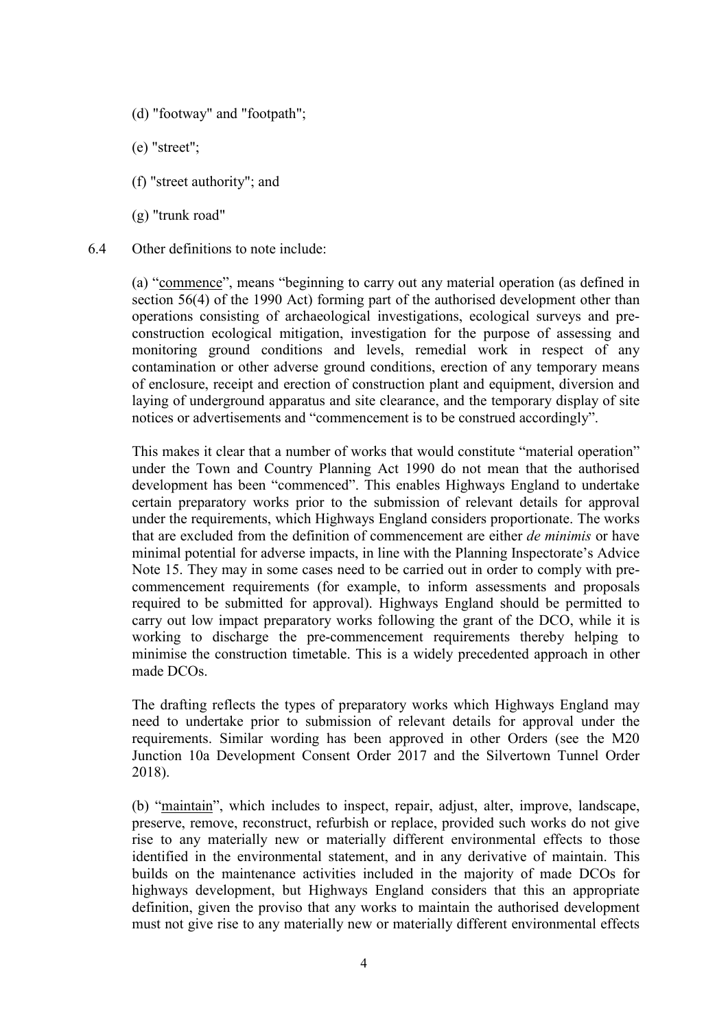(d) "footway" and "footpath";

(e) "street";

(f) "street authority"; and

(g) "trunk road"

6.4 Other definitions to note include:

(a) "commence", means "beginning to carry out any material operation (as defined in section 56(4) of the 1990 Act) forming part of the authorised development other than operations consisting of archaeological investigations, ecological surveys and pre-construction ecological mitigation, investigation for the purpose of assessing and monitoring ground conditions and levels, remedial work in respect of any contamination or other adverse ground conditions, erection of any temporary means of enclosure, receipt and erection of construction plant and equipment, diversion and laying of underground apparatus and site clearance, and the temporary display of site notices or advertisements and "commencement is to be construed accordingly".

This makes it clear that a number of works that would constitute "material operation" under the Town and Country Planning Act 1990 do not mean that the authorised development has been "commenced". This enables Highways England to undertake certain preparatory works prior to the submission of relevant details for approval under the requirements, which Highways England considers proportionate. The works that are excluded from the definition of commencement are either *de minimis* or have minimal potential for adverse impacts, in line with the Planning Inspectorate's Advice Note 15. They may in some cases need to be carried out in order to comply with pre-commencement requirements (for example, to inform assessments and proposals required to be submitted for approval). Highways England should be permitted to carry out low impact preparatory works following the grant of the DCO, while it is working to discharge the pre-commencement requirements thereby helping to minimise the construction timetable. This is a widely precedented approach in other made DCOs.

The drafting reflects the types of preparatory works which Highways England may need to undertake prior to submission of relevant details for approval under the requirements. Similar wording has been approved in other Orders (see the M20 Junction 10a Development Consent Order 2017 and the Silvertown Tunnel Order 2018).

(b) "maintain", which includes to inspect, repair, adjust, alter, improve, landscape, preserve, remove, reconstruct, refurbish or replace, provided such works do not give rise to any materially new or materially different environmental effects to those identified in the environmental statement, and in any derivative of maintain. This builds on the maintenance activities included in the majority of made DCOs for highways development, but Highways England considers that this an appropriate definition, given the proviso that any works to maintain the authorised development must not give rise to any materially new or materially different environmental effects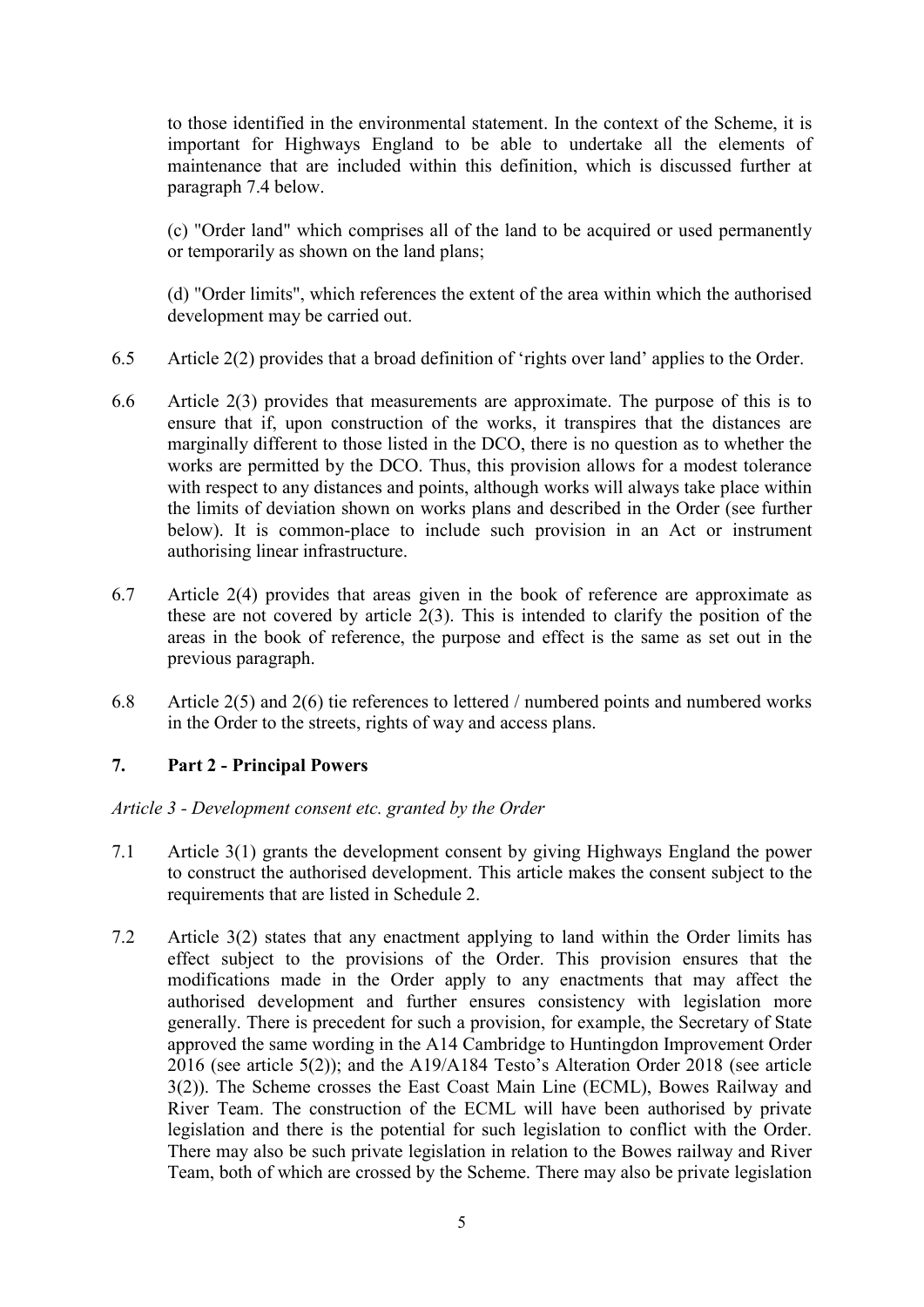to those identified in the environmental statement. In the context of the Scheme, it is important for Highways England to be able to undertake all the elements of maintenance that are included within this definition, which is discussed further at paragraph 7.4 below.

(c) "Order land" which comprises all of the land to be acquired or used permanently or temporarily as shown on the land plans;

(d) "Order limits", which references the extent of the area within which the authorised development may be carried out.

6.5 Article 2(2) provides that a broad definition of 'rights over land' applies to the Order.

6.6 Article 2(3) provides that measurements are approximate. The purpose of this is to ensure that if, upon construction of the works, it transpires that the distances are marginally different to those listed in the DCO, there is no question as to whether the works are permitted by the DCO. Thus, this provision allows for a modest tolerance with respect to any distances and points, although works will always take place within the limits of deviation shown on works plans and described in the Order (see further below). It is common-place to include such provision in an Act or instrument authorising linear infrastructure.

6.7 Article 2(4) provides that areas given in the book of reference are approximate as these are not covered by article 2(3). This is intended to clarify the position of the areas in the book of reference, the purpose and effect is the same as set out in the previous paragraph.

6.8 Article 2(5) and 2(6) tie references to lettered / numbered points and numbered works in the Order to the streets, rights of way and access plans.

## 7. Part 2 - Principal Powers

*Article 3 - Development consent etc. granted by the Order*

7.1 Article 3(1) grants the development consent by giving Highways England the power to construct the authorised development. This article makes the consent subject to the requirements that are listed in Schedule 2.

7.2 Article 3(2) states that any enactment applying to land within the Order limits has effect subject to the provisions of the Order. This provision ensures that the modifications made in the Order apply to any enactments that may affect the authorised development and further ensures consistency with legislation more generally. There is precedent for such a provision, for example, the Secretary of State approved the same wording in the A14 Cambridge to Huntingdon Improvement Order 2016 (see article 5(2)); and the A19/A184 Testo's Alteration Order 2018 (see article 3(2)). The Scheme crosses the East Coast Main Line (ECML), Bowes Railway and River Team. The construction of the ECML will have been authorised by private legislation and there is the potential for such legislation to conflict with the Order. There may also be such private legislation in relation to the Bowes railway and River Team, both of which are crossed by the Scheme. There may also be private legislation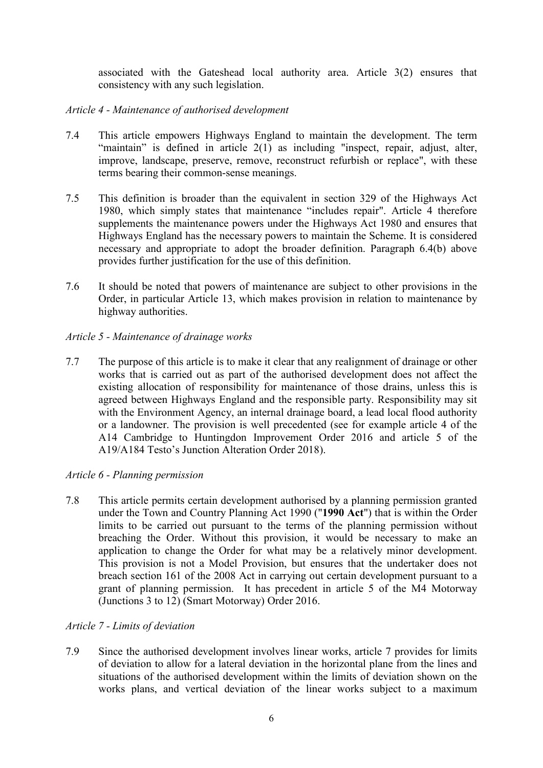associated with the Gateshead local authority area. Article 3(2) ensures that consistency with any such legislation.

*Article 4 - Maintenance of authorised development*

7.4 This article empowers Highways England to maintain the development. The term "maintain" is defined in article 2(1) as including "inspect, repair, adjust, alter, improve, landscape, preserve, remove, reconstruct refurbish or replace", with these terms bearing their common-sense meanings.

7.5 This definition is broader than the equivalent in section 329 of the Highways Act 1980, which simply states that maintenance "includes repair". Article 4 therefore supplements the maintenance powers under the Highways Act 1980 and ensures that Highways England has the necessary powers to maintain the Scheme. It is considered necessary and appropriate to adopt the broader definition. Paragraph 6.4(b) above provides further justification for the use of this definition.

7.6 It should be noted that powers of maintenance are subject to other provisions in the Order, in particular Article 13, which makes provision in relation to maintenance by highway authorities.

*Article 5 - Maintenance of drainage works*

7.7 The purpose of this article is to make it clear that any realignment of drainage or other works that is carried out as part of the authorised development does not affect the existing allocation of responsibility for maintenance of those drains, unless this is agreed between Highways England and the responsible party. Responsibility may sit with the Environment Agency, an internal drainage board, a lead local flood authority or a landowner. The provision is well precedented (see for example article 4 of the A14 Cambridge to Huntingdon Improvement Order 2016 and article 5 of the A19/A184 Testo's Junction Alteration Order 2018).

*Article 6 - Planning permission*

7.8 This article permits certain development authorised by a planning permission granted under the Town and Country Planning Act 1990 ("**1990 Act**") that is within the Order limits to be carried out pursuant to the terms of the planning permission without breaching the Order. Without this provision, it would be necessary to make an application to change the Order for what may be a relatively minor development. This provision is not a Model Provision, but ensures that the undertaker does not breach section 161 of the 2008 Act in carrying out certain development pursuant to a grant of planning permission. It has precedent in article 5 of the M4 Motorway (Junctions 3 to 12) (Smart Motorway) Order 2016.

*Article 7 - Limits of deviation*

7.9 Since the authorised development involves linear works, article 7 provides for limits of deviation to allow for a lateral deviation in the horizontal plane from the lines and situations of the authorised development within the limits of deviation shown on the works plans, and vertical deviation of the linear works subject to a maximum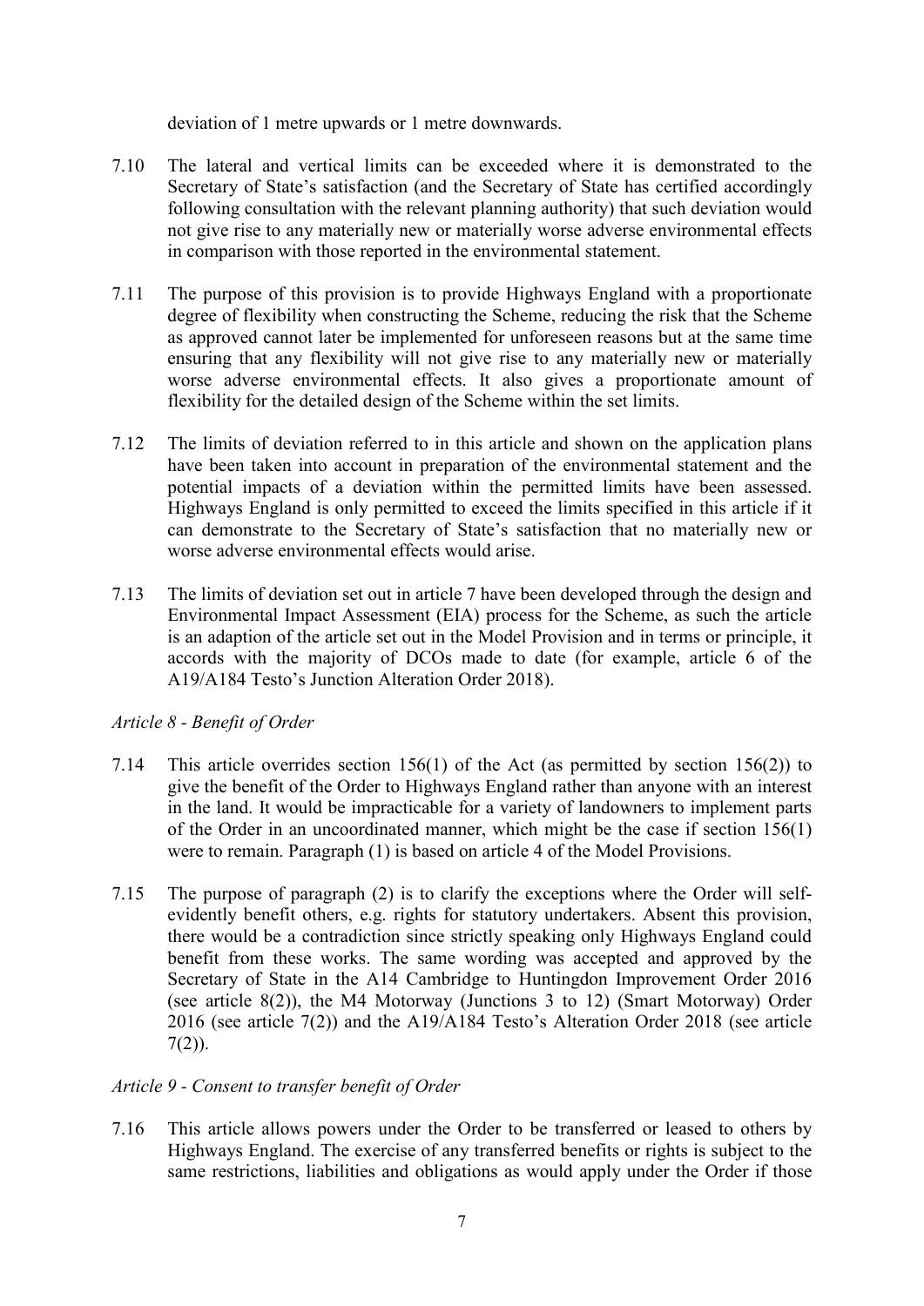deviation of 1 metre upwards or 1 metre downwards.

7.10 The lateral and vertical limits can be exceeded where it is demonstrated to the Secretary of State's satisfaction (and the Secretary of State has certified accordingly following consultation with the relevant planning authority) that such deviation would not give rise to any materially new or materially worse adverse environmental effects in comparison with those reported in the environmental statement.

7.11 The purpose of this provision is to provide Highways England with a proportionate degree of flexibility when constructing the Scheme, reducing the risk that the Scheme as approved cannot later be implemented for unforeseen reasons but at the same time ensuring that any flexibility will not give rise to any materially new or materially worse adverse environmental effects. It also gives a proportionate amount of flexibility for the detailed design of the Scheme within the set limits.

7.12 The limits of deviation referred to in this article and shown on the application plans have been taken into account in preparation of the environmental statement and the potential impacts of a deviation within the permitted limits have been assessed. Highways England is only permitted to exceed the limits specified in this article if it can demonstrate to the Secretary of State's satisfaction that no materially new or worse adverse environmental effects would arise.

7.13 The limits of deviation set out in article 7 have been developed through the design and Environmental Impact Assessment (EIA) process for the Scheme, as such the article is an adaption of the article set out in the Model Provision and in terms or principle, it accords with the majority of DCOs made to date (for example, article 6 of the A19/A184 Testo's Junction Alteration Order 2018).

*Article 8 - Benefit of Order*

7.14 This article overrides section 156(1) of the Act (as permitted by section 156(2)) to give the benefit of the Order to Highways England rather than anyone with an interest in the land. It would be impracticable for a variety of landowners to implement parts of the Order in an uncoordinated manner, which might be the case if section 156(1) were to remain. Paragraph (1) is based on article 4 of the Model Provisions.

7.15 The purpose of paragraph (2) is to clarify the exceptions where the Order will self-evidently benefit others, e.g. rights for statutory undertakers. Absent this provision, there would be a contradiction since strictly speaking only Highways England could benefit from these works. The same wording was accepted and approved by the Secretary of State in the A14 Cambridge to Huntingdon Improvement Order 2016 (see article 8(2)), the M4 Motorway (Junctions 3 to 12) (Smart Motorway) Order 2016 (see article 7(2)) and the A19/A184 Testo's Alteration Order 2018 (see article 7(2)).

*Article 9 - Consent to transfer benefit of Order*

7.16 This article allows powers under the Order to be transferred or leased to others by Highways England. The exercise of any transferred benefits or rights is subject to the same restrictions, liabilities and obligations as would apply under the Order if those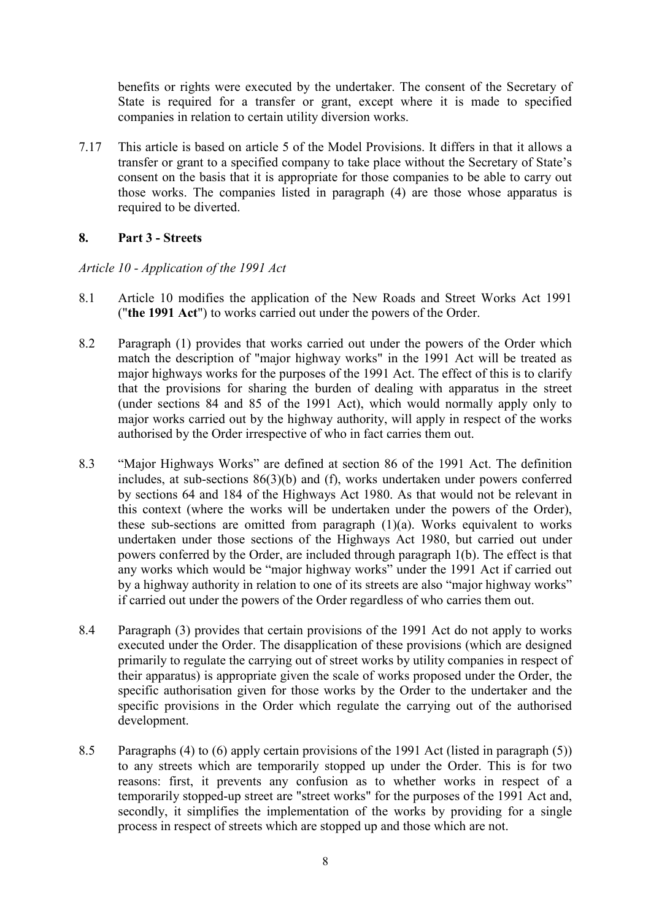benefits or rights were executed by the undertaker. The consent of the Secretary of State is required for a transfer or grant, except where it is made to specified companies in relation to certain utility diversion works.

7.17 This article is based on article 5 of the Model Provisions. It differs in that it allows a transfer or grant to a specified company to take place without the Secretary of State's consent on the basis that it is appropriate for those companies to be able to carry out those works. The companies listed in paragraph (4) are those whose apparatus is required to be diverted.

## 8. Part 3 - Streets

*Article 10 - Application of the 1991 Act*

8.1 Article 10 modifies the application of the New Roads and Street Works Act 1991 ("**the 1991 Act**") to works carried out under the powers of the Order.

8.2 Paragraph (1) provides that works carried out under the powers of the Order which match the description of "major highway works" in the 1991 Act will be treated as major highways works for the purposes of the 1991 Act. The effect of this is to clarify that the provisions for sharing the burden of dealing with apparatus in the street (under sections 84 and 85 of the 1991 Act), which would normally apply only to major works carried out by the highway authority, will apply in respect of the works authorised by the Order irrespective of who in fact carries them out.

8.3 "Major Highways Works" are defined at section 86 of the 1991 Act. The definition includes, at sub-sections 86(3)(b) and (f), works undertaken under powers conferred by sections 64 and 184 of the Highways Act 1980. As that would not be relevant in this context (where the works will be undertaken under the powers of the Order), these sub-sections are omitted from paragraph (1)(a). Works equivalent to works undertaken under those sections of the Highways Act 1980, but carried out under powers conferred by the Order, are included through paragraph 1(b). The effect is that any works which would be "major highway works" under the 1991 Act if carried out by a highway authority in relation to one of its streets are also "major highway works" if carried out under the powers of the Order regardless of who carries them out.

8.4 Paragraph (3) provides that certain provisions of the 1991 Act do not apply to works executed under the Order. The disapplication of these provisions (which are designed primarily to regulate the carrying out of street works by utility companies in respect of their apparatus) is appropriate given the scale of works proposed under the Order, the specific authorisation given for those works by the Order to the undertaker and the specific provisions in the Order which regulate the carrying out of the authorised development.

8.5 Paragraphs (4) to (6) apply certain provisions of the 1991 Act (listed in paragraph (5)) to any streets which are temporarily stopped up under the Order. This is for two reasons: first, it prevents any confusion as to whether works in respect of a temporarily stopped-up street are "street works" for the purposes of the 1991 Act and, secondly, it simplifies the implementation of the works by providing for a single process in respect of streets which are stopped up and those which are not.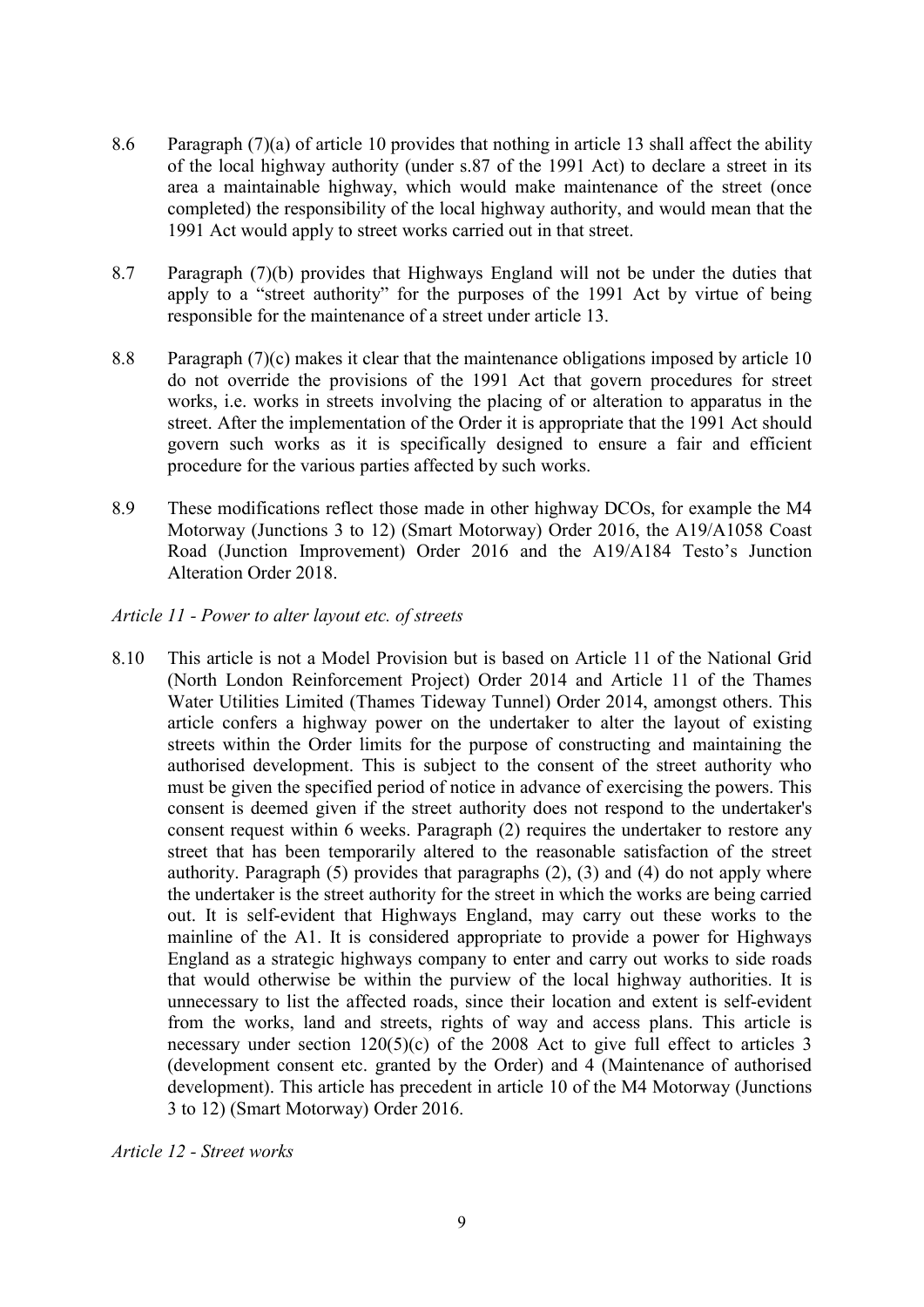8.6 Paragraph (7)(a) of article 10 provides that nothing in article 13 shall affect the ability of the local highway authority (under s.87 of the 1991 Act) to declare a street in its area a maintainable highway, which would make maintenance of the street (once completed) the responsibility of the local highway authority, and would mean that the 1991 Act would apply to street works carried out in that street.

8.7 Paragraph (7)(b) provides that Highways England will not be under the duties that apply to a "street authority" for the purposes of the 1991 Act by virtue of being responsible for the maintenance of a street under article 13.

8.8 Paragraph (7)(c) makes it clear that the maintenance obligations imposed by article 10 do not override the provisions of the 1991 Act that govern procedures for street works, i.e. works in streets involving the placing of or alteration to apparatus in the street. After the implementation of the Order it is appropriate that the 1991 Act should govern such works as it is specifically designed to ensure a fair and efficient procedure for the various parties affected by such works.

8.9 These modifications reflect those made in other highway DCOs, for example the M4 Motorway (Junctions 3 to 12) (Smart Motorway) Order 2016, the A19/A1058 Coast Road (Junction Improvement) Order 2016 and the A19/A184 Testo's Junction Alteration Order 2018.

*Article 11 - Power to alter layout etc. of streets*

8.10 This article is not a Model Provision but is based on Article 11 of the National Grid (North London Reinforcement Project) Order 2014 and Article 11 of the Thames Water Utilities Limited (Thames Tideway Tunnel) Order 2014, amongst others. This article confers a highway power on the undertaker to alter the layout of existing streets within the Order limits for the purpose of constructing and maintaining the authorised development. This is subject to the consent of the street authority who must be given the specified period of notice in advance of exercising the powers. This consent is deemed given if the street authority does not respond to the undertaker's consent request within 6 weeks. Paragraph (2) requires the undertaker to restore any street that has been temporarily altered to the reasonable satisfaction of the street authority. Paragraph (5) provides that paragraphs (2), (3) and (4) do not apply where the undertaker is the street authority for the street in which the works are being carried out. It is self-evident that Highways England, may carry out these works to the mainline of the A1. It is considered appropriate to provide a power for Highways England as a strategic highways company to enter and carry out works to side roads that would otherwise be within the purview of the local highway authorities. It is unnecessary to list the affected roads, since their location and extent is self-evident from the works, land and streets, rights of way and access plans. This article is necessary under section 120(5)(c) of the 2008 Act to give full effect to articles 3 (development consent etc. granted by the Order) and 4 (Maintenance of authorised development). This article has precedent in article 10 of the M4 Motorway (Junctions 3 to 12) (Smart Motorway) Order 2016.

*Article 12 - Street works*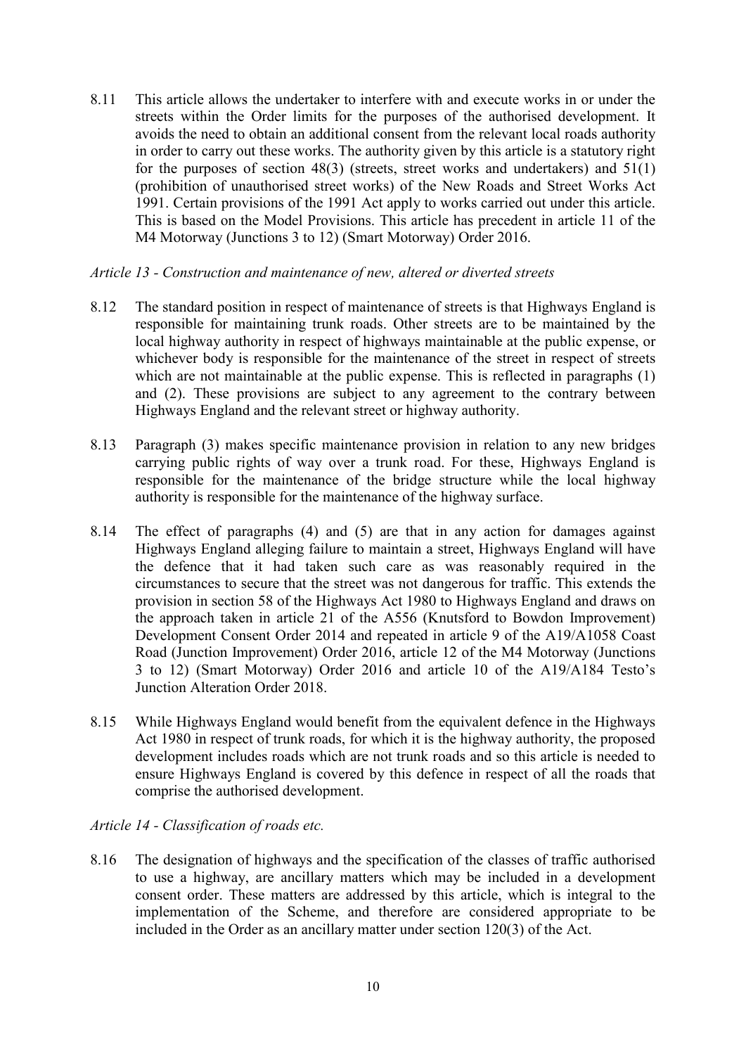8.11 This article allows the undertaker to interfere with and execute works in or under the streets within the Order limits for the purposes of the authorised development. It avoids the need to obtain an additional consent from the relevant local roads authority in order to carry out these works. The authority given by this article is a statutory right for the purposes of section 48(3) (streets, street works and undertakers) and 51(1) (prohibition of unauthorised street works) of the New Roads and Street Works Act 1991. Certain provisions of the 1991 Act apply to works carried out under this article. This is based on the Model Provisions. This article has precedent in article 11 of the M4 Motorway (Junctions 3 to 12) (Smart Motorway) Order 2016.

*Article 13 - Construction and maintenance of new, altered or diverted streets*

8.12 The standard position in respect of maintenance of streets is that Highways England is responsible for maintaining trunk roads. Other streets are to be maintained by the local highway authority in respect of highways maintainable at the public expense, or whichever body is responsible for the maintenance of the street in respect of streets which are not maintainable at the public expense. This is reflected in paragraphs (1) and (2). These provisions are subject to any agreement to the contrary between Highways England and the relevant street or highway authority.

8.13 Paragraph (3) makes specific maintenance provision in relation to any new bridges carrying public rights of way over a trunk road. For these, Highways England is responsible for the maintenance of the bridge structure while the local highway authority is responsible for the maintenance of the highway surface.

8.14 The effect of paragraphs (4) and (5) are that in any action for damages against Highways England alleging failure to maintain a street, Highways England will have the defence that it had taken such care as was reasonably required in the circumstances to secure that the street was not dangerous for traffic. This extends the provision in section 58 of the Highways Act 1980 to Highways England and draws on the approach taken in article 21 of the A556 (Knutsford to Bowdon Improvement) Development Consent Order 2014 and repeated in article 9 of the A19/A1058 Coast Road (Junction Improvement) Order 2016, article 12 of the M4 Motorway (Junctions 3 to 12) (Smart Motorway) Order 2016 and article 10 of the A19/A184 Testo's Junction Alteration Order 2018.

8.15 While Highways England would benefit from the equivalent defence in the Highways Act 1980 in respect of trunk roads, for which it is the highway authority, the proposed development includes roads which are not trunk roads and so this article is needed to ensure Highways England is covered by this defence in respect of all the roads that comprise the authorised development.

*Article 14 - Classification of roads etc.*

8.16 The designation of highways and the specification of the classes of traffic authorised to use a highway, are ancillary matters which may be included in a development consent order. These matters are addressed by this article, which is integral to the implementation of the Scheme, and therefore are considered appropriate to be included in the Order as an ancillary matter under section 120(3) of the Act.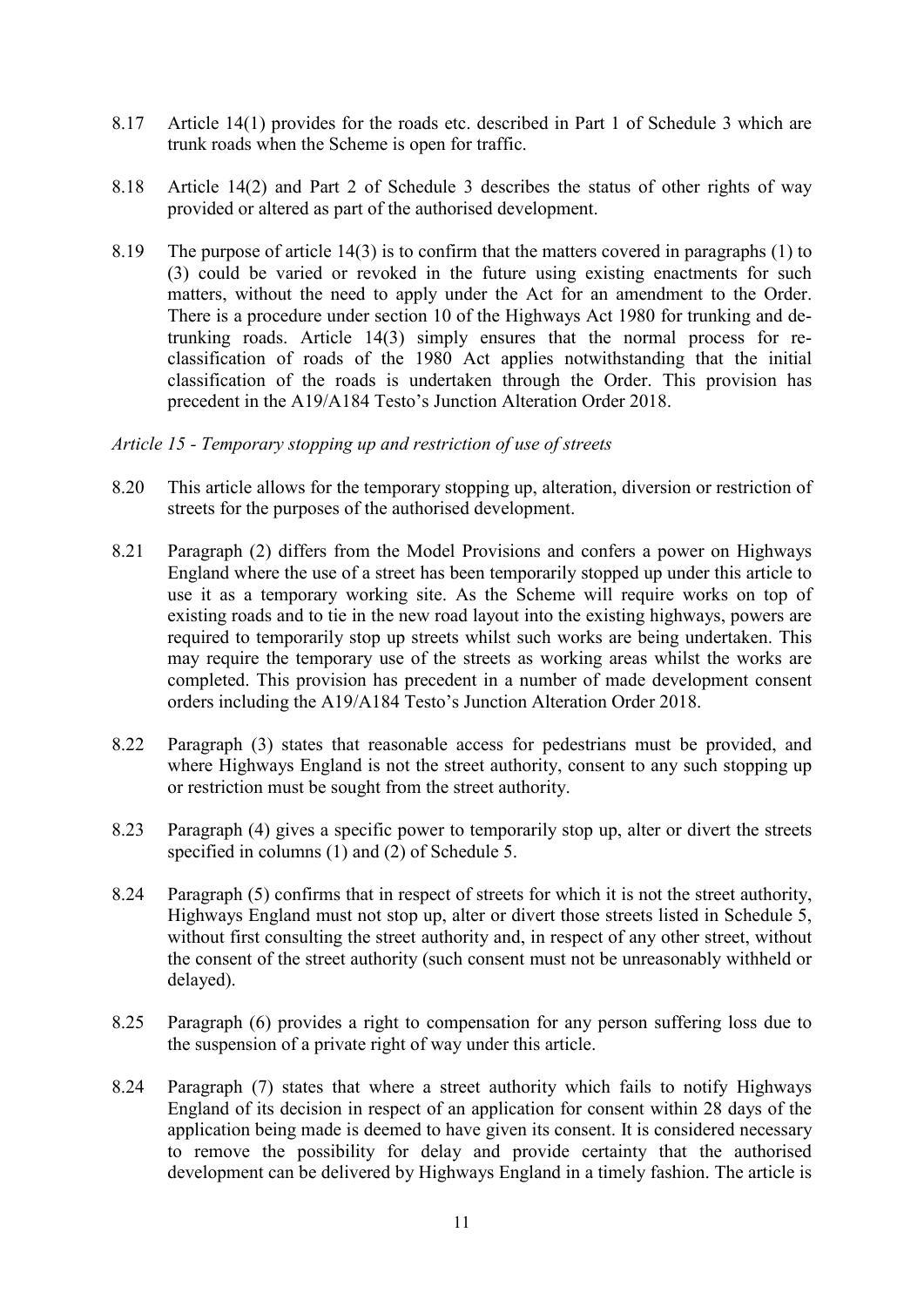8.17 Article 14(1) provides for the roads etc. described in Part 1 of Schedule 3 which are trunk roads when the Scheme is open for traffic.

8.18 Article 14(2) and Part 2 of Schedule 3 describes the status of other rights of way provided or altered as part of the authorised development.

8.19 The purpose of article 14(3) is to confirm that the matters covered in paragraphs (1) to (3) could be varied or revoked in the future using existing enactments for such matters, without the need to apply under the Act for an amendment to the Order. There is a procedure under section 10 of the Highways Act 1980 for trunking and de-trunking roads. Article 14(3) simply ensures that the normal process for re-classification of roads of the 1980 Act applies notwithstanding that the initial classification of the roads is undertaken through the Order. This provision has precedent in the A19/A184 Testo's Junction Alteration Order 2018.

*Article 15 - Temporary stopping up and restriction of use of streets*

8.20 This article allows for the temporary stopping up, alteration, diversion or restriction of streets for the purposes of the authorised development.

8.21 Paragraph (2) differs from the Model Provisions and confers a power on Highways England where the use of a street has been temporarily stopped up under this article to use it as a temporary working site. As the Scheme will require works on top of existing roads and to tie in the new road layout into the existing highways, powers are required to temporarily stop up streets whilst such works are being undertaken. This may require the temporary use of the streets as working areas whilst the works are completed. This provision has precedent in a number of made development consent orders including the A19/A184 Testo's Junction Alteration Order 2018.

8.22 Paragraph (3) states that reasonable access for pedestrians must be provided, and where Highways England is not the street authority, consent to any such stopping up or restriction must be sought from the street authority.

8.23 Paragraph (4) gives a specific power to temporarily stop up, alter or divert the streets specified in columns (1) and (2) of Schedule 5.

8.24 Paragraph (5) confirms that in respect of streets for which it is not the street authority, Highways England must not stop up, alter or divert those streets listed in Schedule 5, without first consulting the street authority and, in respect of any other street, without the consent of the street authority (such consent must not be unreasonably withheld or delayed).

8.25 Paragraph (6) provides a right to compensation for any person suffering loss due to the suspension of a private right of way under this article.

8.24 Paragraph (7) states that where a street authority which fails to notify Highways England of its decision in respect of an application for consent within 28 days of the application being made is deemed to have given its consent. It is considered necessary to remove the possibility for delay and provide certainty that the authorised development can be delivered by Highways England in a timely fashion. The article is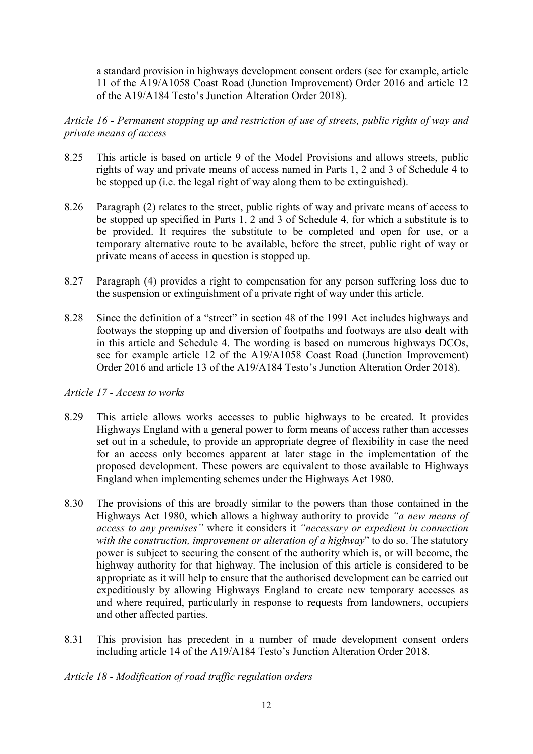a standard provision in highways development consent orders (see for example, article 11 of the A19/A1058 Coast Road (Junction Improvement) Order 2016 and article 12 of the A19/A184 Testo's Junction Alteration Order 2018).

*Article 16 - Permanent stopping up and restriction of use of streets, public rights of way and private means of access*

8.25 This article is based on article 9 of the Model Provisions and allows streets, public rights of way and private means of access named in Parts 1, 2 and 3 of Schedule 4 to be stopped up (i.e. the legal right of way along them to be extinguished).

8.26 Paragraph (2) relates to the street, public rights of way and private means of access to be stopped up specified in Parts 1, 2 and 3 of Schedule 4, for which a substitute is to be provided. It requires the substitute to be completed and open for use, or a temporary alternative route to be available, before the street, public right of way or private means of access in question is stopped up.

8.27 Paragraph (4) provides a right to compensation for any person suffering loss due to the suspension or extinguishment of a private right of way under this article.

8.28 Since the definition of a "street" in section 48 of the 1991 Act includes highways and footways the stopping up and diversion of footpaths and footways are also dealt with in this article and Schedule 4. The wording is based on numerous highways DCOs, see for example article 12 of the A19/A1058 Coast Road (Junction Improvement) Order 2016 and article 13 of the A19/A184 Testo's Junction Alteration Order 2018).

*Article 17 - Access to works*

8.29 This article allows works accesses to public highways to be created. It provides Highways England with a general power to form means of access rather than accesses set out in a schedule, to provide an appropriate degree of flexibility in case the need for an access only becomes apparent at later stage in the implementation of the proposed development. These powers are equivalent to those available to Highways England when implementing schemes under the Highways Act 1980.

8.30 The provisions of this are broadly similar to the powers than those contained in the Highways Act 1980, which allows a highway authority to provide *"a new means of access to any premises"* where it considers it *"necessary or expedient in connection with the construction, improvement or alteration of a highway*" to do so. The statutory power is subject to securing the consent of the authority which is, or will become, the highway authority for that highway. The inclusion of this article is considered to be appropriate as it will help to ensure that the authorised development can be carried out expeditiously by allowing Highways England to create new temporary accesses as and where required, particularly in response to requests from landowners, occupiers and other affected parties.

8.31 This provision has precedent in a number of made development consent orders including article 14 of the A19/A184 Testo's Junction Alteration Order 2018.

*Article 18 - Modification of road traffic regulation orders*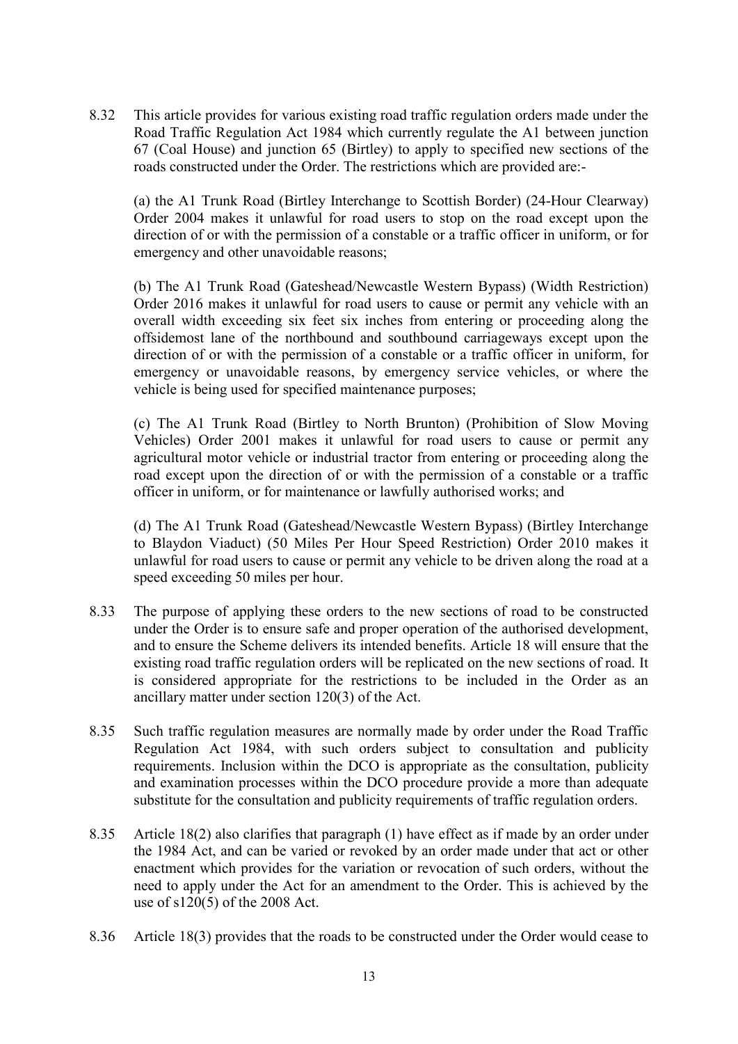8.32 This article provides for various existing road traffic regulation orders made under the Road Traffic Regulation Act 1984 which currently regulate the A1 between junction 67 (Coal House) and junction 65 (Birtley) to apply to specified new sections of the roads constructed under the Order. The restrictions which are provided are:-

(a) the A1 Trunk Road (Birtley Interchange to Scottish Border) (24-Hour Clearway) Order 2004 makes it unlawful for road users to stop on the road except upon the direction of or with the permission of a constable or a traffic officer in uniform, or for emergency and other unavoidable reasons;

(b) The A1 Trunk Road (Gateshead/Newcastle Western Bypass) (Width Restriction) Order 2016 makes it unlawful for road users to cause or permit any vehicle with an overall width exceeding six feet six inches from entering or proceeding along the offsidemost lane of the northbound and southbound carriageways except upon the direction of or with the permission of a constable or a traffic officer in uniform, for emergency or unavoidable reasons, by emergency service vehicles, or where the vehicle is being used for specified maintenance purposes;

(c) The A1 Trunk Road (Birtley to North Brunton) (Prohibition of Slow Moving Vehicles) Order 2001 makes it unlawful for road users to cause or permit any agricultural motor vehicle or industrial tractor from entering or proceeding along the road except upon the direction of or with the permission of a constable or a traffic officer in uniform, or for maintenance or lawfully authorised works; and

(d) The A1 Trunk Road (Gateshead/Newcastle Western Bypass) (Birtley Interchange to Blaydon Viaduct) (50 Miles Per Hour Speed Restriction) Order 2010 makes it unlawful for road users to cause or permit any vehicle to be driven along the road at a speed exceeding 50 miles per hour.

8.33 The purpose of applying these orders to the new sections of road to be constructed under the Order is to ensure safe and proper operation of the authorised development, and to ensure the Scheme delivers its intended benefits. Article 18 will ensure that the existing road traffic regulation orders will be replicated on the new sections of road. It is considered appropriate for the restrictions to be included in the Order as an ancillary matter under section 120(3) of the Act.

8.35 Such traffic regulation measures are normally made by order under the Road Traffic Regulation Act 1984, with such orders subject to consultation and publicity requirements. Inclusion within the DCO is appropriate as the consultation, publicity and examination processes within the DCO procedure provide a more than adequate substitute for the consultation and publicity requirements of traffic regulation orders.

8.35 Article 18(2) also clarifies that paragraph (1) have effect as if made by an order under the 1984 Act, and can be varied or revoked by an order made under that act or other enactment which provides for the variation or revocation of such orders, without the need to apply under the Act for an amendment to the Order. This is achieved by the use of s120(5) of the 2008 Act.

8.36 Article 18(3) provides that the roads to be constructed under the Order would cease to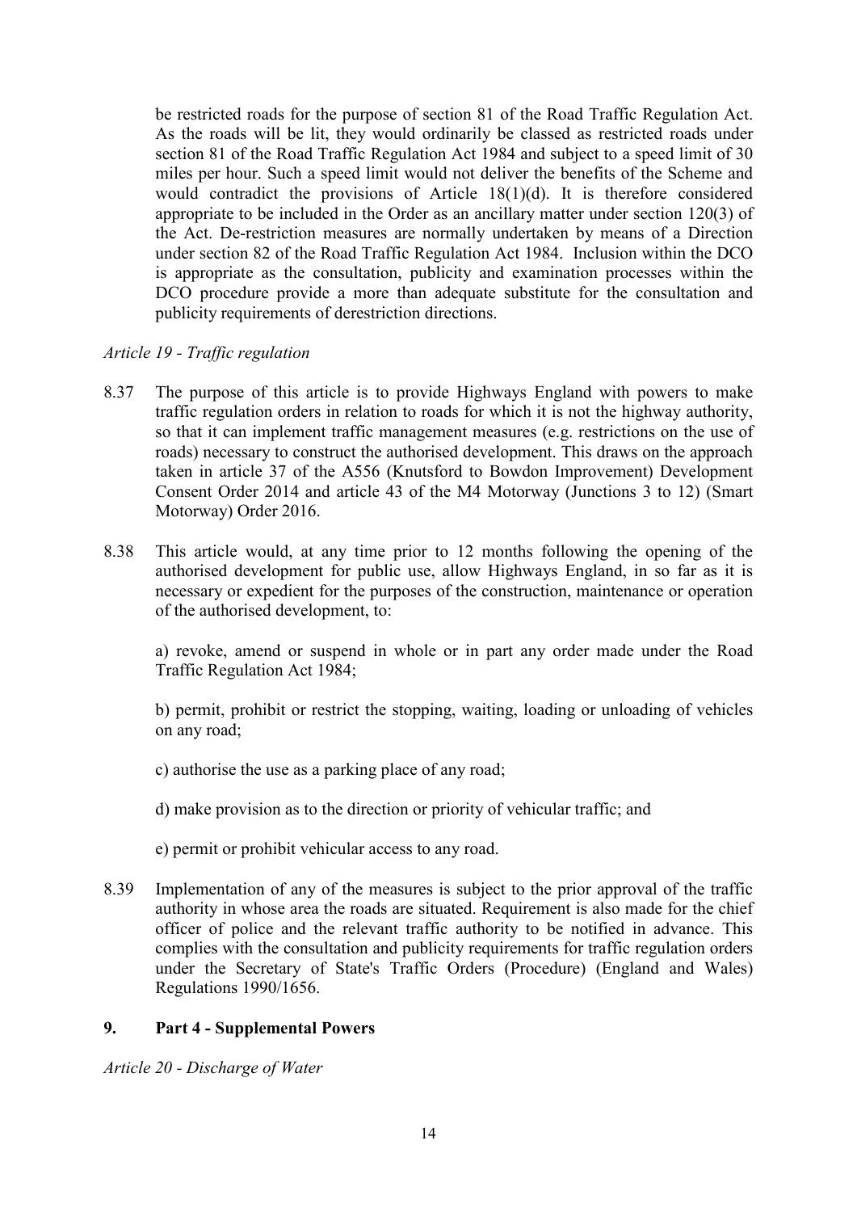be restricted roads for the purpose of section 81 of the Road Traffic Regulation Act. As the roads will be lit, they would ordinarily be classed as restricted roads under section 81 of the Road Traffic Regulation Act 1984 and subject to a speed limit of 30 miles per hour. Such a speed limit would not deliver the benefits of the Scheme and would contradict the provisions of Article 18(1)(d). It is therefore considered appropriate to be included in the Order as an ancillary matter under section 120(3) of the Act. De-restriction measures are normally undertaken by means of a Direction under section 82 of the Road Traffic Regulation Act 1984. Inclusion within the DCO is appropriate as the consultation, publicity and examination processes within the DCO procedure provide a more than adequate substitute for the consultation and publicity requirements of derestriction directions.

*Article 19 - Traffic regulation*

8.37 The purpose of this article is to provide Highways England with powers to make traffic regulation orders in relation to roads for which it is not the highway authority, so that it can implement traffic management measures (e.g. restrictions on the use of roads) necessary to construct the authorised development. This draws on the approach taken in article 37 of the A556 (Knutsford to Bowdon Improvement) Development Consent Order 2014 and article 43 of the M4 Motorway (Junctions 3 to 12) (Smart Motorway) Order 2016.

8.38 This article would, at any time prior to 12 months following the opening of the authorised development for public use, allow Highways England, in so far as it is necessary or expedient for the purposes of the construction, maintenance or operation of the authorised development, to:

a) revoke, amend or suspend in whole or in part any order made under the Road Traffic Regulation Act 1984;

b) permit, prohibit or restrict the stopping, waiting, loading or unloading of vehicles on any road;

c) authorise the use as a parking place of any road;

d) make provision as to the direction or priority of vehicular traffic; and

e) permit or prohibit vehicular access to any road.

8.39 Implementation of any of the measures is subject to the prior approval of the traffic authority in whose area the roads are situated. Requirement is also made for the chief officer of police and the relevant traffic authority to be notified in advance. This complies with the consultation and publicity requirements for traffic regulation orders under the Secretary of State's Traffic Orders (Procedure) (England and Wales) Regulations 1990/1656.

## 9. Part 4 - Supplemental Powers

*Article 20 - Discharge of Water*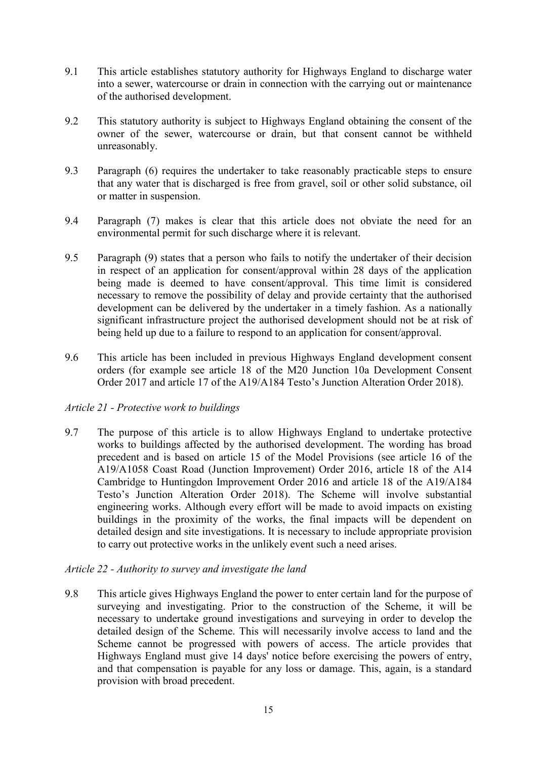9.1 This article establishes statutory authority for Highways England to discharge water into a sewer, watercourse or drain in connection with the carrying out or maintenance of the authorised development.

9.2 This statutory authority is subject to Highways England obtaining the consent of the owner of the sewer, watercourse or drain, but that consent cannot be withheld unreasonably.

9.3 Paragraph (6) requires the undertaker to take reasonably practicable steps to ensure that any water that is discharged is free from gravel, soil or other solid substance, oil or matter in suspension.

9.4 Paragraph (7) makes is clear that this article does not obviate the need for an environmental permit for such discharge where it is relevant.

9.5 Paragraph (9) states that a person who fails to notify the undertaker of their decision in respect of an application for consent/approval within 28 days of the application being made is deemed to have consent/approval. This time limit is considered necessary to remove the possibility of delay and provide certainty that the authorised development can be delivered by the undertaker in a timely fashion. As a nationally significant infrastructure project the authorised development should not be at risk of being held up due to a failure to respond to an application for consent/approval.

9.6 This article has been included in previous Highways England development consent orders (for example see article 18 of the M20 Junction 10a Development Consent Order 2017 and article 17 of the A19/A184 Testo's Junction Alteration Order 2018).

*Article 21 - Protective work to buildings*

9.7 The purpose of this article is to allow Highways England to undertake protective works to buildings affected by the authorised development. The wording has broad precedent and is based on article 15 of the Model Provisions (see article 16 of the A19/A1058 Coast Road (Junction Improvement) Order 2016, article 18 of the A14 Cambridge to Huntingdon Improvement Order 2016 and article 18 of the A19/A184 Testo's Junction Alteration Order 2018). The Scheme will involve substantial engineering works. Although every effort will be made to avoid impacts on existing buildings in the proximity of the works, the final impacts will be dependent on detailed design and site investigations. It is necessary to include appropriate provision to carry out protective works in the unlikely event such a need arises.

*Article 22 - Authority to survey and investigate the land*

9.8 This article gives Highways England the power to enter certain land for the purpose of surveying and investigating. Prior to the construction of the Scheme, it will be necessary to undertake ground investigations and surveying in order to develop the detailed design of the Scheme. This will necessarily involve access to land and the Scheme cannot be progressed with powers of access. The article provides that Highways England must give 14 days' notice before exercising the powers of entry, and that compensation is payable for any loss or damage. This, again, is a standard provision with broad precedent.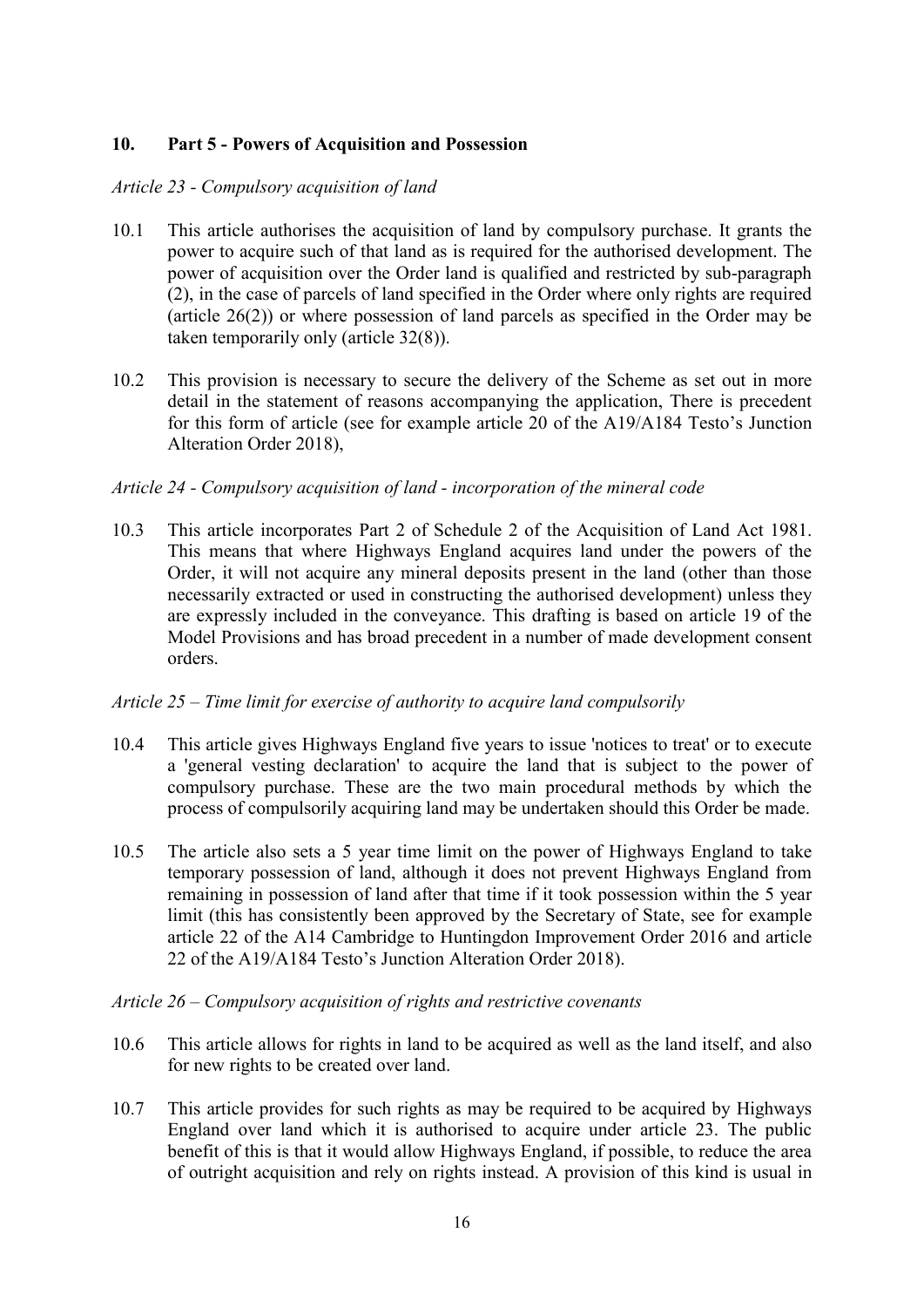## 10. Part 5 - Powers of Acquisition and Possession

*Article 23 - Compulsory acquisition of land*

10.1 This article authorises the acquisition of land by compulsory purchase. It grants the power to acquire such of that land as is required for the authorised development. The power of acquisition over the Order land is qualified and restricted by sub-paragraph (2), in the case of parcels of land specified in the Order where only rights are required (article 26(2)) or where possession of land parcels as specified in the Order may be taken temporarily only (article 32(8)).

10.2 This provision is necessary to secure the delivery of the Scheme as set out in more detail in the statement of reasons accompanying the application, There is precedent for this form of article (see for example article 20 of the A19/A184 Testo's Junction Alteration Order 2018),

*Article 24 - Compulsory acquisition of land - incorporation of the mineral code*

10.3 This article incorporates Part 2 of Schedule 2 of the Acquisition of Land Act 1981. This means that where Highways England acquires land under the powers of the Order, it will not acquire any mineral deposits present in the land (other than those necessarily extracted or used in constructing the authorised development) unless they are expressly included in the conveyance. This drafting is based on article 19 of the Model Provisions and has broad precedent in a number of made development consent orders.

*Article 25 – Time limit for exercise of authority to acquire land compulsorily*

10.4 This article gives Highways England five years to issue 'notices to treat' or to execute a 'general vesting declaration' to acquire the land that is subject to the power of compulsory purchase. These are the two main procedural methods by which the process of compulsorily acquiring land may be undertaken should this Order be made.

10.5 The article also sets a 5 year time limit on the power of Highways England to take temporary possession of land, although it does not prevent Highways England from remaining in possession of land after that time if it took possession within the 5 year limit (this has consistently been approved by the Secretary of State, see for example article 22 of the A14 Cambridge to Huntingdon Improvement Order 2016 and article 22 of the A19/A184 Testo's Junction Alteration Order 2018).

*Article 26 – Compulsory acquisition of rights and restrictive covenants*

10.6 This article allows for rights in land to be acquired as well as the land itself, and also for new rights to be created over land.

10.7 This article provides for such rights as may be required to be acquired by Highways England over land which it is authorised to acquire under article 23. The public benefit of this is that it would allow Highways England, if possible, to reduce the area of outright acquisition and rely on rights instead. A provision of this kind is usual in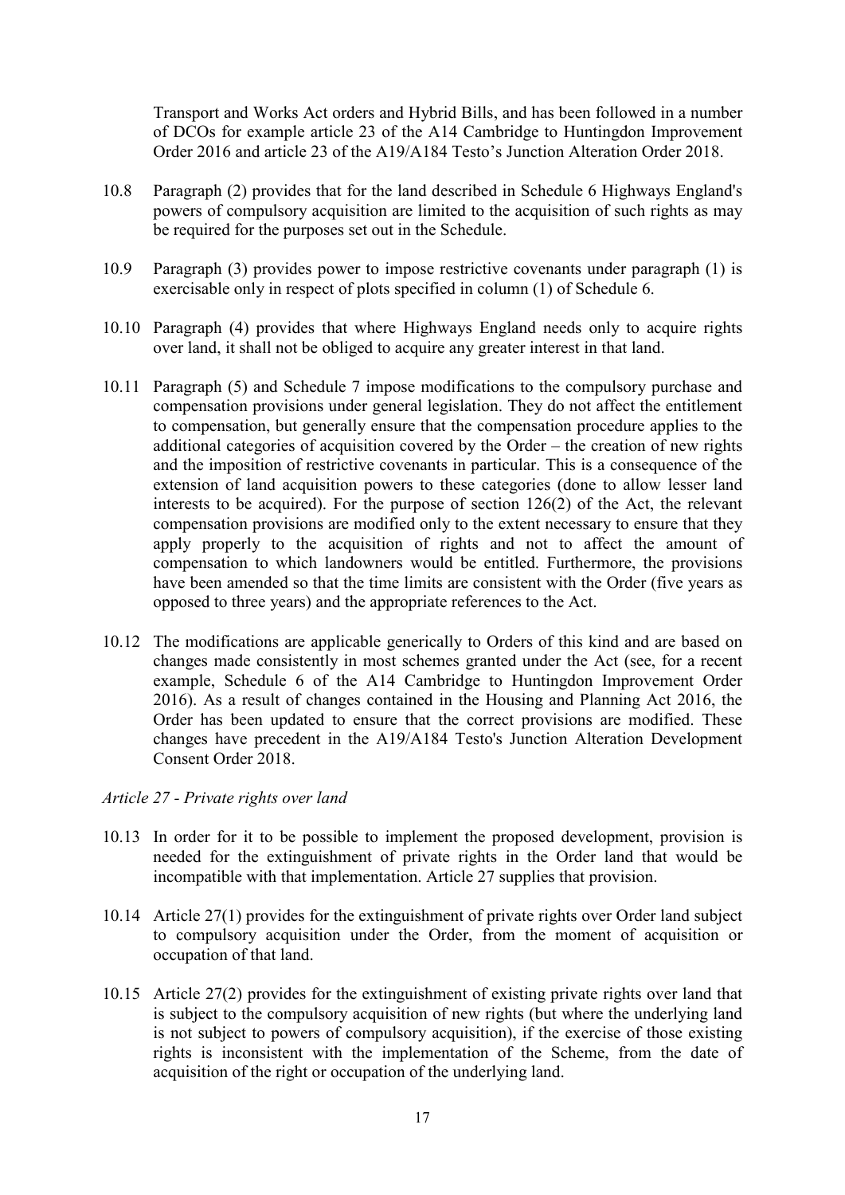Transport and Works Act orders and Hybrid Bills, and has been followed in a number of DCOs for example article 23 of the A14 Cambridge to Huntingdon Improvement Order 2016 and article 23 of the A19/A184 Testo's Junction Alteration Order 2018.

10.8 Paragraph (2) provides that for the land described in Schedule 6 Highways England's powers of compulsory acquisition are limited to the acquisition of such rights as may be required for the purposes set out in the Schedule.

10.9 Paragraph (3) provides power to impose restrictive covenants under paragraph (1) is exercisable only in respect of plots specified in column (1) of Schedule 6.

10.10 Paragraph (4) provides that where Highways England needs only to acquire rights over land, it shall not be obliged to acquire any greater interest in that land.

10.11 Paragraph (5) and Schedule 7 impose modifications to the compulsory purchase and compensation provisions under general legislation. They do not affect the entitlement to compensation, but generally ensure that the compensation procedure applies to the additional categories of acquisition covered by the Order – the creation of new rights and the imposition of restrictive covenants in particular. This is a consequence of the extension of land acquisition powers to these categories (done to allow lesser land interests to be acquired). For the purpose of section 126(2) of the Act, the relevant compensation provisions are modified only to the extent necessary to ensure that they apply properly to the acquisition of rights and not to affect the amount of compensation to which landowners would be entitled. Furthermore, the provisions have been amended so that the time limits are consistent with the Order (five years as opposed to three years) and the appropriate references to the Act.

10.12 The modifications are applicable generically to Orders of this kind and are based on changes made consistently in most schemes granted under the Act (see, for a recent example, Schedule 6 of the A14 Cambridge to Huntingdon Improvement Order 2016). As a result of changes contained in the Housing and Planning Act 2016, the Order has been updated to ensure that the correct provisions are modified. These changes have precedent in the A19/A184 Testo's Junction Alteration Development Consent Order 2018.

*Article 27 - Private rights over land*

10.13 In order for it to be possible to implement the proposed development, provision is needed for the extinguishment of private rights in the Order land that would be incompatible with that implementation. Article 27 supplies that provision.

10.14 Article 27(1) provides for the extinguishment of private rights over Order land subject to compulsory acquisition under the Order, from the moment of acquisition or occupation of that land.

10.15 Article 27(2) provides for the extinguishment of existing private rights over land that is subject to the compulsory acquisition of new rights (but where the underlying land is not subject to powers of compulsory acquisition), if the exercise of those existing rights is inconsistent with the implementation of the Scheme, from the date of acquisition of the right or occupation of the underlying land.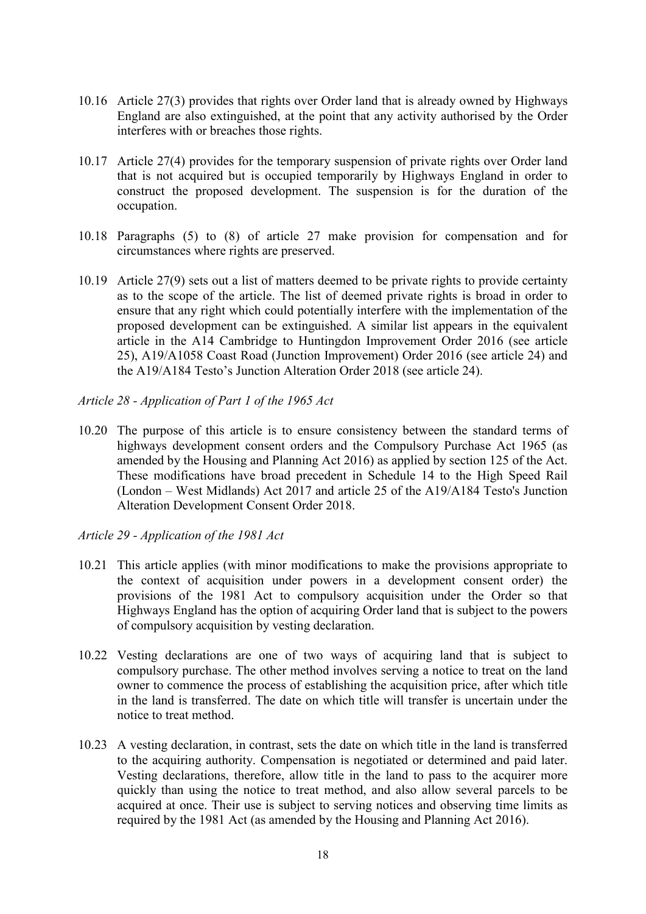10.16 Article 27(3) provides that rights over Order land that is already owned by Highways England are also extinguished, at the point that any activity authorised by the Order interferes with or breaches those rights.

10.17 Article 27(4) provides for the temporary suspension of private rights over Order land that is not acquired but is occupied temporarily by Highways England in order to construct the proposed development. The suspension is for the duration of the occupation.

10.18 Paragraphs (5) to (8) of article 27 make provision for compensation and for circumstances where rights are preserved.

10.19 Article 27(9) sets out a list of matters deemed to be private rights to provide certainty as to the scope of the article. The list of deemed private rights is broad in order to ensure that any right which could potentially interfere with the implementation of the proposed development can be extinguished. A similar list appears in the equivalent article in the A14 Cambridge to Huntingdon Improvement Order 2016 (see article 25), A19/A1058 Coast Road (Junction Improvement) Order 2016 (see article 24) and the A19/A184 Testo's Junction Alteration Order 2018 (see article 24).

*Article 28 - Application of Part 1 of the 1965 Act*

10.20 The purpose of this article is to ensure consistency between the standard terms of highways development consent orders and the Compulsory Purchase Act 1965 (as amended by the Housing and Planning Act 2016) as applied by section 125 of the Act. These modifications have broad precedent in Schedule 14 to the High Speed Rail (London – West Midlands) Act 2017 and article 25 of the A19/A184 Testo's Junction Alteration Development Consent Order 2018.

*Article 29 - Application of the 1981 Act*

10.21 This article applies (with minor modifications to make the provisions appropriate to the context of acquisition under powers in a development consent order) the provisions of the 1981 Act to compulsory acquisition under the Order so that Highways England has the option of acquiring Order land that is subject to the powers of compulsory acquisition by vesting declaration.

10.22 Vesting declarations are one of two ways of acquiring land that is subject to compulsory purchase. The other method involves serving a notice to treat on the land owner to commence the process of establishing the acquisition price, after which title in the land is transferred. The date on which title will transfer is uncertain under the notice to treat method.

10.23 A vesting declaration, in contrast, sets the date on which title in the land is transferred to the acquiring authority. Compensation is negotiated or determined and paid later. Vesting declarations, therefore, allow title in the land to pass to the acquirer more quickly than using the notice to treat method, and also allow several parcels to be acquired at once. Their use is subject to serving notices and observing time limits as required by the 1981 Act (as amended by the Housing and Planning Act 2016).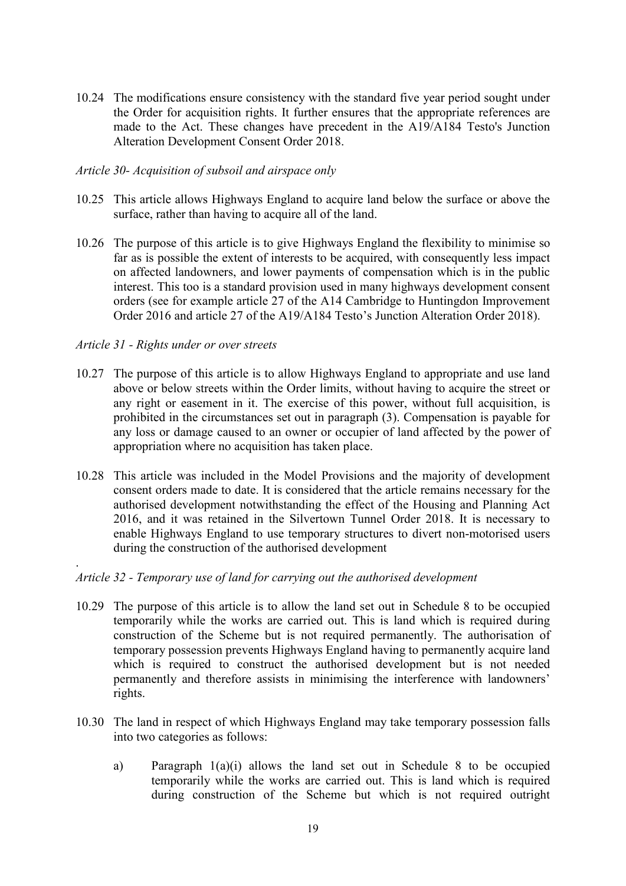10.24 The modifications ensure consistency with the standard five year period sought under the Order for acquisition rights. It further ensures that the appropriate references are made to the Act. These changes have precedent in the A19/A184 Testo's Junction Alteration Development Consent Order 2018.

*Article 30- Acquisition of subsoil and airspace only*

10.25 This article allows Highways England to acquire land below the surface or above the surface, rather than having to acquire all of the land.

10.26 The purpose of this article is to give Highways England the flexibility to minimise so far as is possible the extent of interests to be acquired, with consequently less impact on affected landowners, and lower payments of compensation which is in the public interest. This too is a standard provision used in many highways development consent orders (see for example article 27 of the A14 Cambridge to Huntingdon Improvement Order 2016 and article 27 of the A19/A184 Testo's Junction Alteration Order 2018).

*Article 31 - Rights under or over streets*

10.27 The purpose of this article is to allow Highways England to appropriate and use land above or below streets within the Order limits, without having to acquire the street or any right or easement in it. The exercise of this power, without full acquisition, is prohibited in the circumstances set out in paragraph (3). Compensation is payable for any loss or damage caused to an owner or occupier of land affected by the power of appropriation where no acquisition has taken place.

10.28 This article was included in the Model Provisions and the majority of development consent orders made to date. It is considered that the article remains necessary for the authorised development notwithstanding the effect of the Housing and Planning Act 2016, and it was retained in the Silvertown Tunnel Order 2018. It is necessary to enable Highways England to use temporary structures to divert non-motorised users during the construction of the authorised development

.

*Article 32 - Temporary use of land for carrying out the authorised development*

10.29 The purpose of this article is to allow the land set out in Schedule 8 to be occupied temporarily while the works are carried out. This is land which is required during construction of the Scheme but is not required permanently. The authorisation of temporary possession prevents Highways England having to permanently acquire land which is required to construct the authorised development but is not needed permanently and therefore assists in minimising the interference with landowners' rights.

10.30 The land in respect of which Highways England may take temporary possession falls into two categories as follows:

a) Paragraph 1(a)(i) allows the land set out in Schedule 8 to be occupied temporarily while the works are carried out. This is land which is required during construction of the Scheme but which is not required outright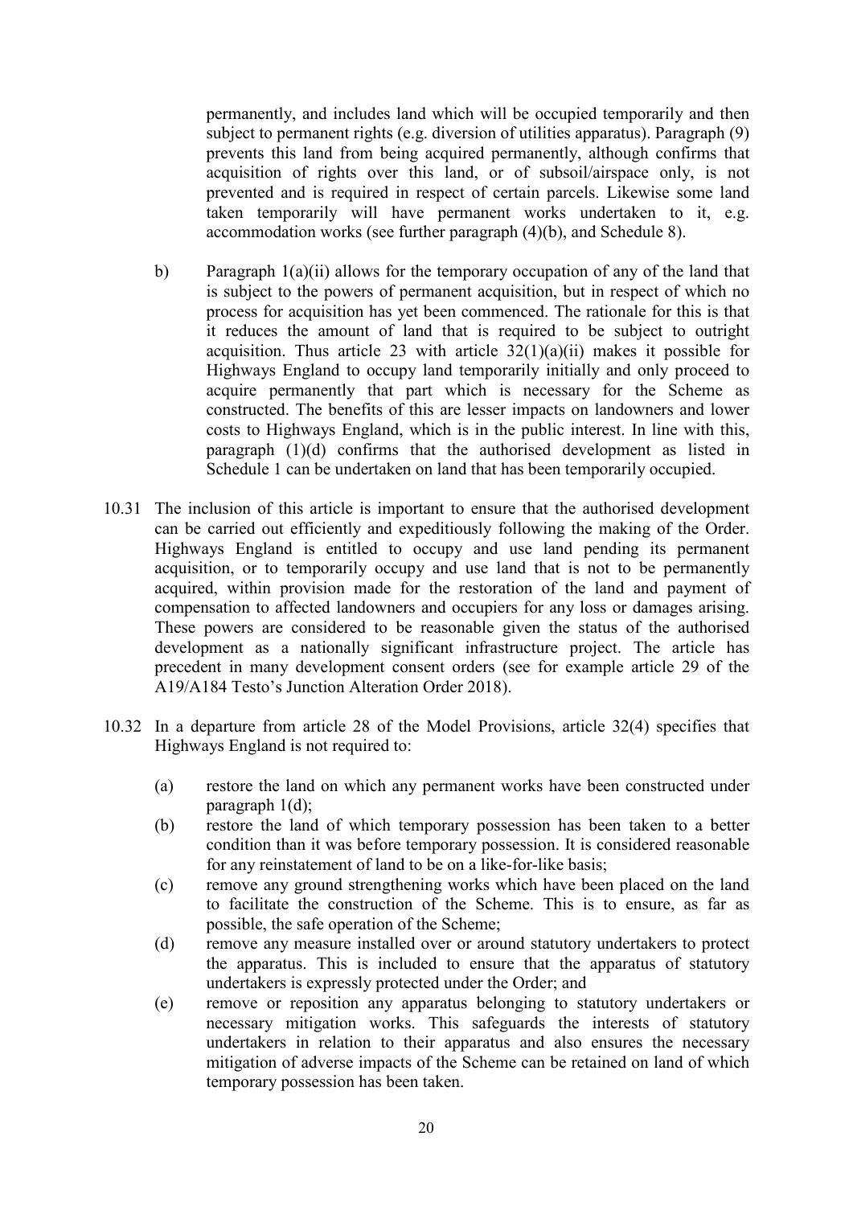permanently, and includes land which will be occupied temporarily and then subject to permanent rights (e.g. diversion of utilities apparatus). Paragraph (9) prevents this land from being acquired permanently, although confirms that acquisition of rights over this land, or of subsoil/airspace only, is not prevented and is required in respect of certain parcels. Likewise some land taken temporarily will have permanent works undertaken to it, e.g. accommodation works (see further paragraph (4)(b), and Schedule 8).

b) Paragraph 1(a)(ii) allows for the temporary occupation of any of the land that is subject to the powers of permanent acquisition, but in respect of which no process for acquisition has yet been commenced. The rationale for this is that it reduces the amount of land that is required to be subject to outright acquisition. Thus article 23 with article 32(1)(a)(ii) makes it possible for Highways England to occupy land temporarily initially and only proceed to acquire permanently that part which is necessary for the Scheme as constructed. The benefits of this are lesser impacts on landowners and lower costs to Highways England, which is in the public interest. In line with this, paragraph (1)(d) confirms that the authorised development as listed in Schedule 1 can be undertaken on land that has been temporarily occupied.

10.31 The inclusion of this article is important to ensure that the authorised development can be carried out efficiently and expeditiously following the making of the Order. Highways England is entitled to occupy and use land pending its permanent acquisition, or to temporarily occupy and use land that is not to be permanently acquired, within provision made for the restoration of the land and payment of compensation to affected landowners and occupiers for any loss or damages arising. These powers are considered to be reasonable given the status of the authorised development as a nationally significant infrastructure project. The article has precedent in many development consent orders (see for example article 29 of the A19/A184 Testo's Junction Alteration Order 2018).

10.32 In a departure from article 28 of the Model Provisions, article 32(4) specifies that Highways England is not required to:

(a) restore the land on which any permanent works have been constructed under paragraph 1(d);

(b) restore the land of which temporary possession has been taken to a better condition than it was before temporary possession. It is considered reasonable for any reinstatement of land to be on a like-for-like basis;

(c) remove any ground strengthening works which have been placed on the land to facilitate the construction of the Scheme. This is to ensure, as far as possible, the safe operation of the Scheme;

(d) remove any measure installed over or around statutory undertakers to protect the apparatus. This is included to ensure that the apparatus of statutory undertakers is expressly protected under the Order; and

(e) remove or reposition any apparatus belonging to statutory undertakers or necessary mitigation works. This safeguards the interests of statutory undertakers in relation to their apparatus and also ensures the necessary mitigation of adverse impacts of the Scheme can be retained on land of which temporary possession has been taken.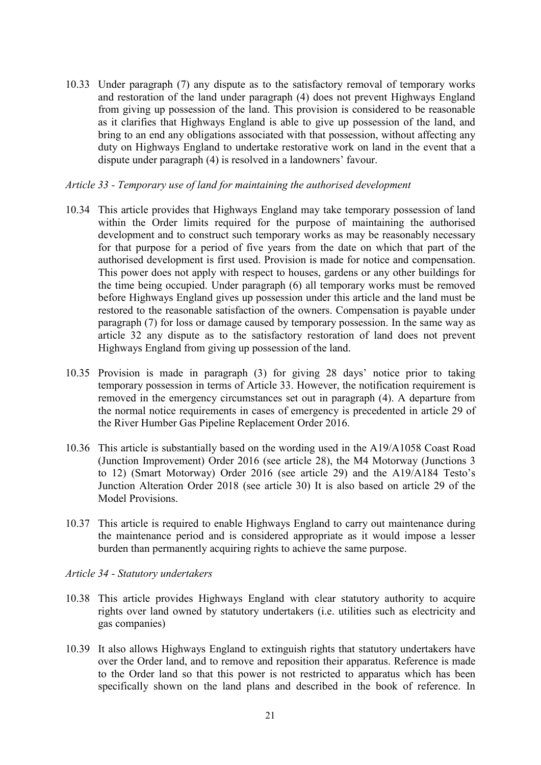10.33 Under paragraph (7) any dispute as to the satisfactory removal of temporary works and restoration of the land under paragraph (4) does not prevent Highways England from giving up possession of the land. This provision is considered to be reasonable as it clarifies that Highways England is able to give up possession of the land, and bring to an end any obligations associated with that possession, without affecting any duty on Highways England to undertake restorative work on land in the event that a dispute under paragraph (4) is resolved in a landowners' favour.

*Article 33 - Temporary use of land for maintaining the authorised development*

10.34 This article provides that Highways England may take temporary possession of land within the Order limits required for the purpose of maintaining the authorised development and to construct such temporary works as may be reasonably necessary for that purpose for a period of five years from the date on which that part of the authorised development is first used. Provision is made for notice and compensation. This power does not apply with respect to houses, gardens or any other buildings for the time being occupied. Under paragraph (6) all temporary works must be removed before Highways England gives up possession under this article and the land must be restored to the reasonable satisfaction of the owners. Compensation is payable under paragraph (7) for loss or damage caused by temporary possession. In the same way as article 32 any dispute as to the satisfactory restoration of land does not prevent Highways England from giving up possession of the land.

10.35 Provision is made in paragraph (3) for giving 28 days' notice prior to taking temporary possession in terms of Article 33. However, the notification requirement is removed in the emergency circumstances set out in paragraph (4). A departure from the normal notice requirements in cases of emergency is precedented in article 29 of the River Humber Gas Pipeline Replacement Order 2016.

10.36 This article is substantially based on the wording used in the A19/A1058 Coast Road (Junction Improvement) Order 2016 (see article 28), the M4 Motorway (Junctions 3 to 12) (Smart Motorway) Order 2016 (see article 29) and the A19/A184 Testo's Junction Alteration Order 2018 (see article 30) It is also based on article 29 of the Model Provisions.

10.37 This article is required to enable Highways England to carry out maintenance during the maintenance period and is considered appropriate as it would impose a lesser burden than permanently acquiring rights to achieve the same purpose.

*Article 34 - Statutory undertakers*

10.38 This article provides Highways England with clear statutory authority to acquire rights over land owned by statutory undertakers (i.e. utilities such as electricity and gas companies)

10.39 It also allows Highways England to extinguish rights that statutory undertakers have over the Order land, and to remove and reposition their apparatus. Reference is made to the Order land so that this power is not restricted to apparatus which has been specifically shown on the land plans and described in the book of reference. In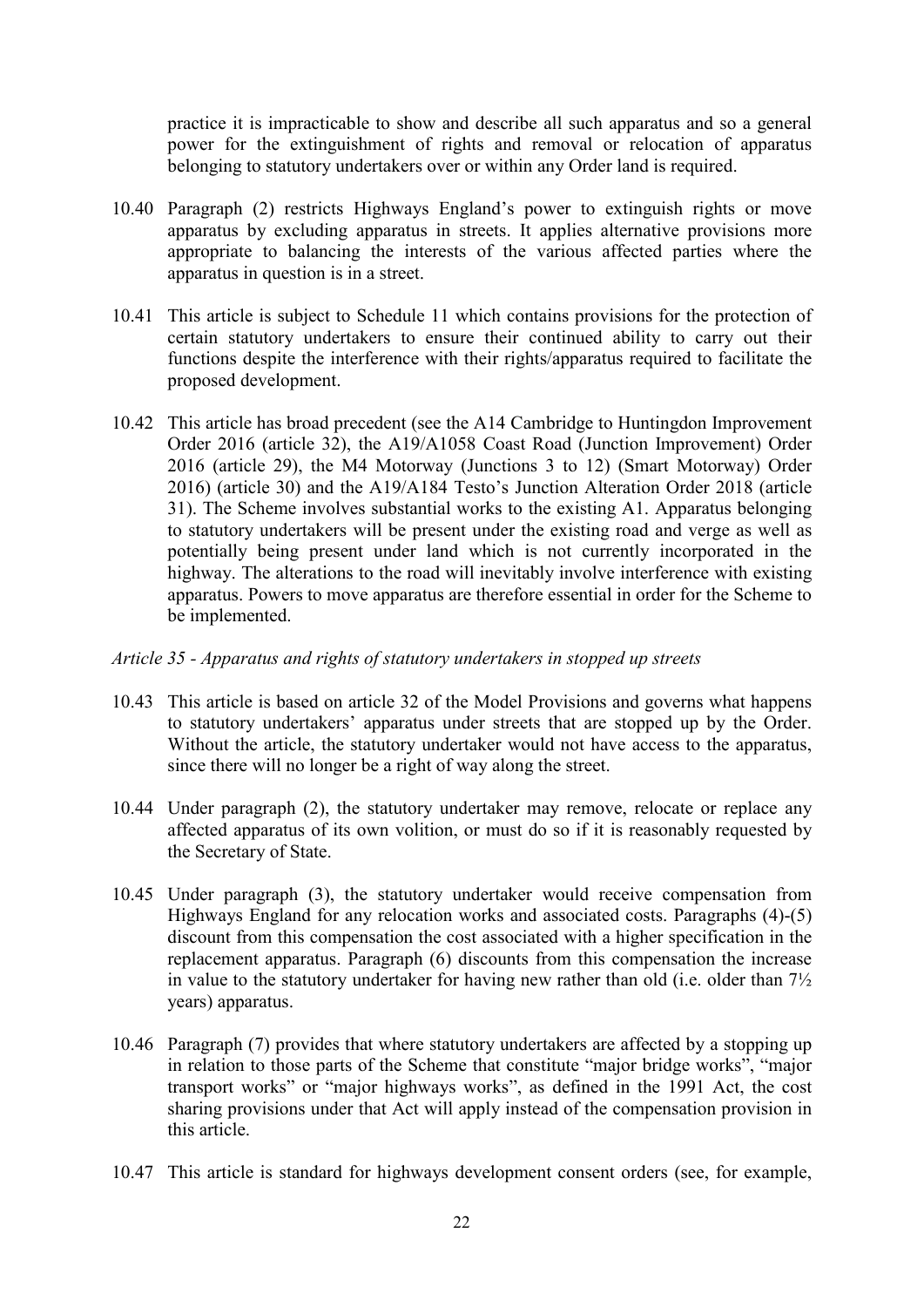practice it is impracticable to show and describe all such apparatus and so a general power for the extinguishment of rights and removal or relocation of apparatus belonging to statutory undertakers over or within any Order land is required.

10.40 Paragraph (2) restricts Highways England's power to extinguish rights or move apparatus by excluding apparatus in streets. It applies alternative provisions more appropriate to balancing the interests of the various affected parties where the apparatus in question is in a street.

10.41 This article is subject to Schedule 11 which contains provisions for the protection of certain statutory undertakers to ensure their continued ability to carry out their functions despite the interference with their rights/apparatus required to facilitate the proposed development.

10.42 This article has broad precedent (see the A14 Cambridge to Huntingdon Improvement Order 2016 (article 32), the A19/A1058 Coast Road (Junction Improvement) Order 2016 (article 29), the M4 Motorway (Junctions 3 to 12) (Smart Motorway) Order 2016) (article 30) and the A19/A184 Testo's Junction Alteration Order 2018 (article 31). The Scheme involves substantial works to the existing A1. Apparatus belonging to statutory undertakers will be present under the existing road and verge as well as potentially being present under land which is not currently incorporated in the highway. The alterations to the road will inevitably involve interference with existing apparatus. Powers to move apparatus are therefore essential in order for the Scheme to be implemented.

*Article 35 - Apparatus and rights of statutory undertakers in stopped up streets*

10.43 This article is based on article 32 of the Model Provisions and governs what happens to statutory undertakers' apparatus under streets that are stopped up by the Order. Without the article, the statutory undertaker would not have access to the apparatus, since there will no longer be a right of way along the street.

10.44 Under paragraph (2), the statutory undertaker may remove, relocate or replace any affected apparatus of its own volition, or must do so if it is reasonably requested by the Secretary of State.

10.45 Under paragraph (3), the statutory undertaker would receive compensation from Highways England for any relocation works and associated costs. Paragraphs (4)-(5) discount from this compensation the cost associated with a higher specification in the replacement apparatus. Paragraph (6) discounts from this compensation the increase in value to the statutory undertaker for having new rather than old (i.e. older than 7½ years) apparatus.

10.46 Paragraph (7) provides that where statutory undertakers are affected by a stopping up in relation to those parts of the Scheme that constitute "major bridge works", "major transport works" or "major highways works", as defined in the 1991 Act, the cost sharing provisions under that Act will apply instead of the compensation provision in this article.

10.47 This article is standard for highways development consent orders (see, for example,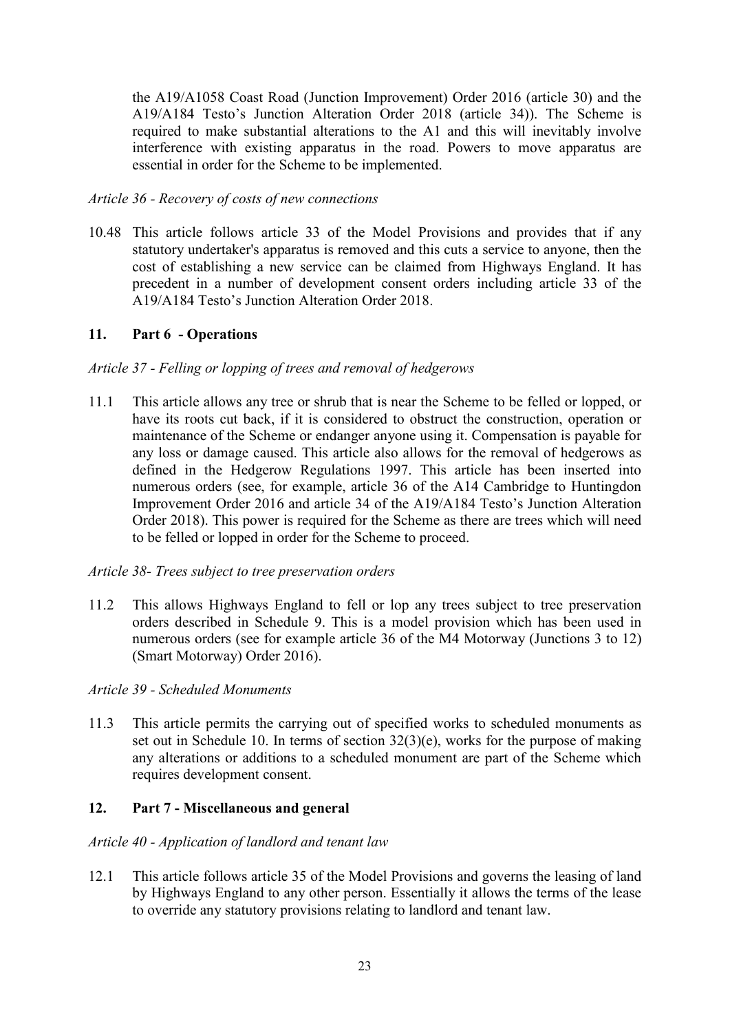the A19/A1058 Coast Road (Junction Improvement) Order 2016 (article 30) and the A19/A184 Testo's Junction Alteration Order 2018 (article 34)). The Scheme is required to make substantial alterations to the A1 and this will inevitably involve interference with existing apparatus in the road. Powers to move apparatus are essential in order for the Scheme to be implemented.

*Article 36 - Recovery of costs of new connections*

10.48 This article follows article 33 of the Model Provisions and provides that if any statutory undertaker's apparatus is removed and this cuts a service to anyone, then the cost of establishing a new service can be claimed from Highways England. It has precedent in a number of development consent orders including article 33 of the A19/A184 Testo's Junction Alteration Order 2018.

## 11. Part 6 - Operations

*Article 37 - Felling or lopping of trees and removal of hedgerows*

11.1 This article allows any tree or shrub that is near the Scheme to be felled or lopped, or have its roots cut back, if it is considered to obstruct the construction, operation or maintenance of the Scheme or endanger anyone using it. Compensation is payable for any loss or damage caused. This article also allows for the removal of hedgerows as defined in the Hedgerow Regulations 1997. This article has been inserted into numerous orders (see, for example, article 36 of the A14 Cambridge to Huntingdon Improvement Order 2016 and article 34 of the A19/A184 Testo's Junction Alteration Order 2018). This power is required for the Scheme as there are trees which will need to be felled or lopped in order for the Scheme to proceed.

*Article 38- Trees subject to tree preservation orders*

11.2 This allows Highways England to fell or lop any trees subject to tree preservation orders described in Schedule 9. This is a model provision which has been used in numerous orders (see for example article 36 of the M4 Motorway (Junctions 3 to 12) (Smart Motorway) Order 2016).

*Article 39 - Scheduled Monuments*

11.3 This article permits the carrying out of specified works to scheduled monuments as set out in Schedule 10. In terms of section 32(3)(e), works for the purpose of making any alterations or additions to a scheduled monument are part of the Scheme which requires development consent.

## 12. Part 7 - Miscellaneous and general

*Article 40 - Application of landlord and tenant law*

12.1 This article follows article 35 of the Model Provisions and governs the leasing of land by Highways England to any other person. Essentially it allows the terms of the lease to override any statutory provisions relating to landlord and tenant law.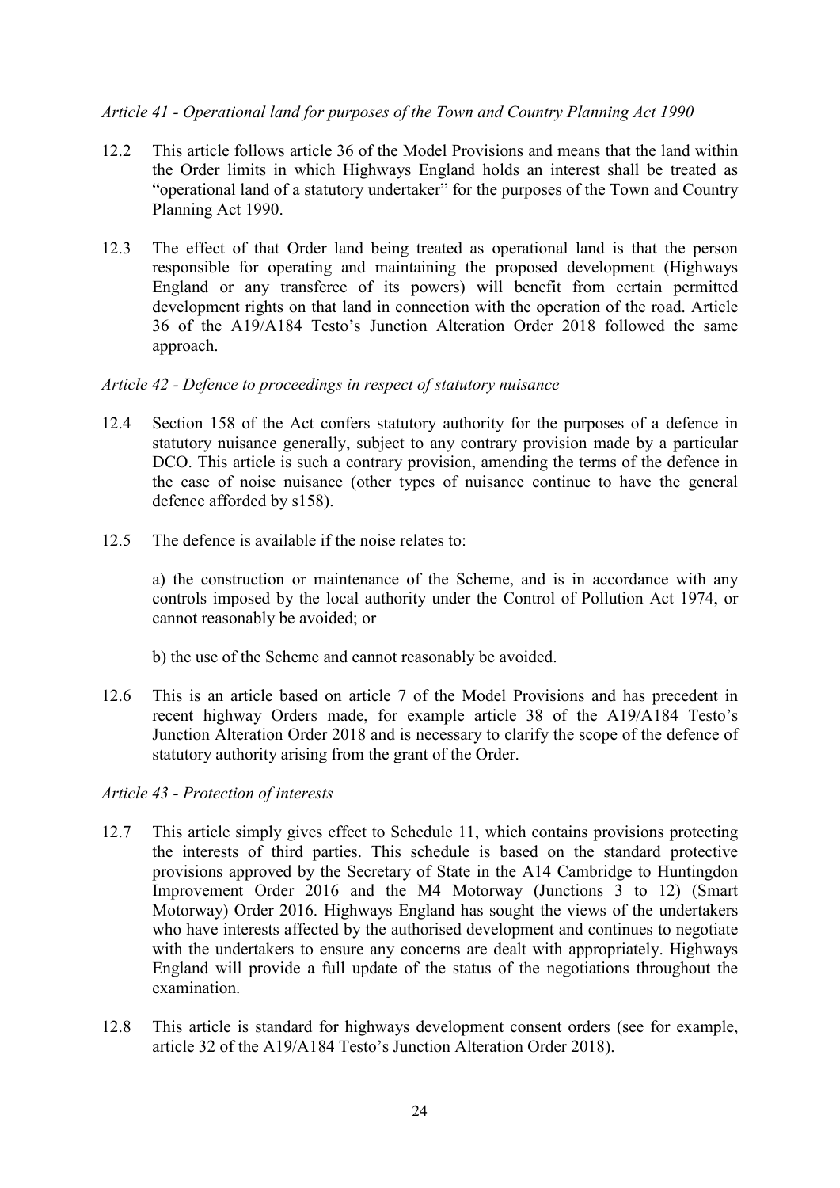*Article 41 - Operational land for purposes of the Town and Country Planning Act 1990*

12.2 This article follows article 36 of the Model Provisions and means that the land within the Order limits in which Highways England holds an interest shall be treated as "operational land of a statutory undertaker" for the purposes of the Town and Country Planning Act 1990.

12.3 The effect of that Order land being treated as operational land is that the person responsible for operating and maintaining the proposed development (Highways England or any transferee of its powers) will benefit from certain permitted development rights on that land in connection with the operation of the road. Article 36 of the A19/A184 Testo's Junction Alteration Order 2018 followed the same approach.

*Article 42 - Defence to proceedings in respect of statutory nuisance*

12.4 Section 158 of the Act confers statutory authority for the purposes of a defence in statutory nuisance generally, subject to any contrary provision made by a particular DCO. This article is such a contrary provision, amending the terms of the defence in the case of noise nuisance (other types of nuisance continue to have the general defence afforded by s158).

12.5 The defence is available if the noise relates to:

a) the construction or maintenance of the Scheme, and is in accordance with any controls imposed by the local authority under the Control of Pollution Act 1974, or cannot reasonably be avoided; or

b) the use of the Scheme and cannot reasonably be avoided.

12.6 This is an article based on article 7 of the Model Provisions and has precedent in recent highway Orders made, for example article 38 of the A19/A184 Testo's Junction Alteration Order 2018 and is necessary to clarify the scope of the defence of statutory authority arising from the grant of the Order.

*Article 43 - Protection of interests*

12.7 This article simply gives effect to Schedule 11, which contains provisions protecting the interests of third parties. This schedule is based on the standard protective provisions approved by the Secretary of State in the A14 Cambridge to Huntingdon Improvement Order 2016 and the M4 Motorway (Junctions 3 to 12) (Smart Motorway) Order 2016. Highways England has sought the views of the undertakers who have interests affected by the authorised development and continues to negotiate with the undertakers to ensure any concerns are dealt with appropriately. Highways England will provide a full update of the status of the negotiations throughout the examination.

12.8 This article is standard for highways development consent orders (see for example, article 32 of the A19/A184 Testo's Junction Alteration Order 2018).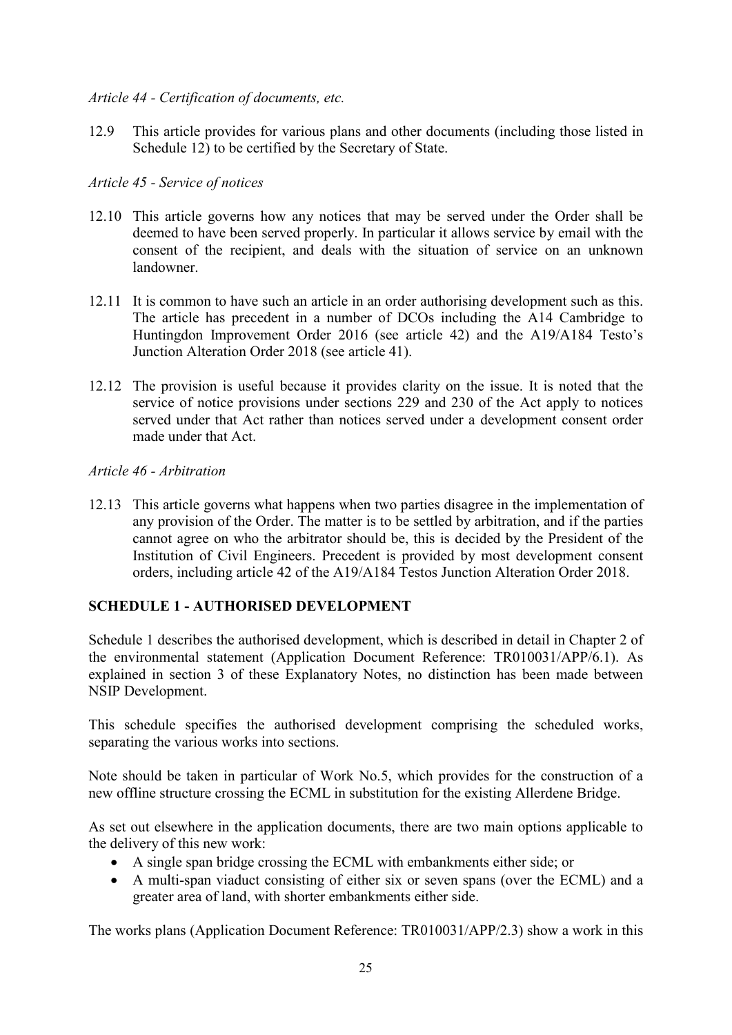*Article 44 - Certification of documents, etc.*

12.9 This article provides for various plans and other documents (including those listed in Schedule 12) to be certified by the Secretary of State.

*Article 45 - Service of notices*

12.10 This article governs how any notices that may be served under the Order shall be deemed to have been served properly. In particular it allows service by email with the consent of the recipient, and deals with the situation of service on an unknown landowner.

12.11 It is common to have such an article in an order authorising development such as this. The article has precedent in a number of DCOs including the A14 Cambridge to Huntingdon Improvement Order 2016 (see article 42) and the A19/A184 Testo's Junction Alteration Order 2018 (see article 41).

12.12 The provision is useful because it provides clarity on the issue. It is noted that the service of notice provisions under sections 229 and 230 of the Act apply to notices served under that Act rather than notices served under a development consent order made under that Act.

*Article 46 - Arbitration*

12.13 This article governs what happens when two parties disagree in the implementation of any provision of the Order. The matter is to be settled by arbitration, and if the parties cannot agree on who the arbitrator should be, this is decided by the President of the Institution of Civil Engineers. Precedent is provided by most development consent orders, including article 42 of the A19/A184 Testos Junction Alteration Order 2018.

## SCHEDULE 1 - AUTHORISED DEVELOPMENT

Schedule 1 describes the authorised development, which is described in detail in Chapter 2 of the environmental statement (Application Document Reference: TR010031/APP/6.1). As explained in section 3 of these Explanatory Notes, no distinction has been made between NSIP Development.

This schedule specifies the authorised development comprising the scheduled works, separating the various works into sections.

Note should be taken in particular of Work No.5, which provides for the construction of a new offline structure crossing the ECML in substitution for the existing Allerdene Bridge.

As set out elsewhere in the application documents, there are two main options applicable to the delivery of this new work:

- A single span bridge crossing the ECML with embankments either side; or
- A multi-span viaduct consisting of either six or seven spans (over the ECML) and a greater area of land, with shorter embankments either side.

The works plans (Application Document Reference: TR010031/APP/2.3) show a work in this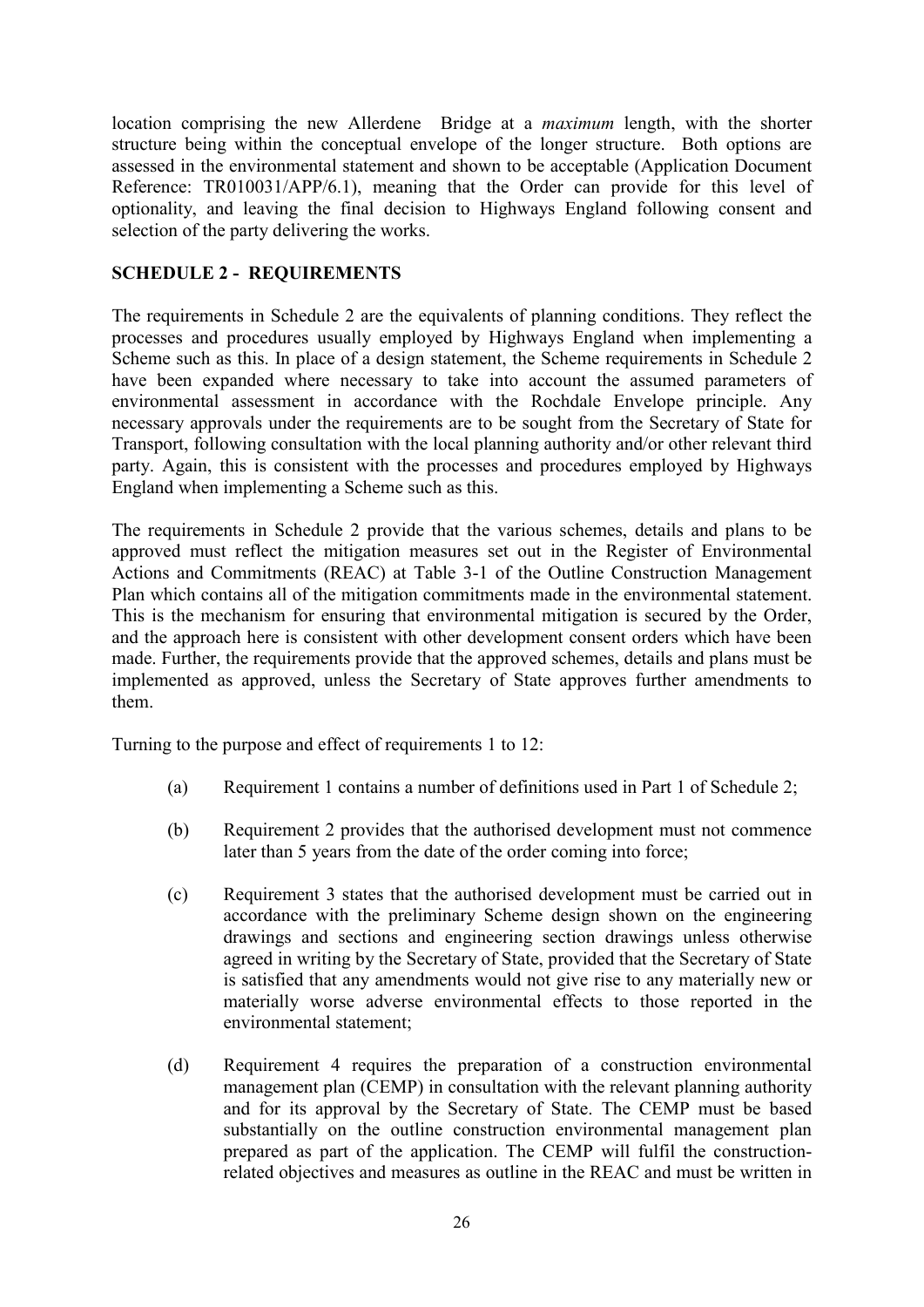location comprising the new Allerdene Bridge at a *maximum* length, with the shorter structure being within the conceptual envelope of the longer structure. Both options are assessed in the environmental statement and shown to be acceptable (Application Document Reference: TR010031/APP/6.1), meaning that the Order can provide for this level of optionality, and leaving the final decision to Highways England following consent and selection of the party delivering the works.

## SCHEDULE 2 - REQUIREMENTS

The requirements in Schedule 2 are the equivalents of planning conditions. They reflect the processes and procedures usually employed by Highways England when implementing a Scheme such as this. In place of a design statement, the Scheme requirements in Schedule 2 have been expanded where necessary to take into account the assumed parameters of environmental assessment in accordance with the Rochdale Envelope principle. Any necessary approvals under the requirements are to be sought from the Secretary of State for Transport, following consultation with the local planning authority and/or other relevant third party. Again, this is consistent with the processes and procedures employed by Highways England when implementing a Scheme such as this.

The requirements in Schedule 2 provide that the various schemes, details and plans to be approved must reflect the mitigation measures set out in the Register of Environmental Actions and Commitments (REAC) at Table 3-1 of the Outline Construction Management Plan which contains all of the mitigation commitments made in the environmental statement. This is the mechanism for ensuring that environmental mitigation is secured by the Order, and the approach here is consistent with other development consent orders which have been made. Further, the requirements provide that the approved schemes, details and plans must be implemented as approved, unless the Secretary of State approves further amendments to them.

Turning to the purpose and effect of requirements 1 to 12:

(a) Requirement 1 contains a number of definitions used in Part 1 of Schedule 2;

(b) Requirement 2 provides that the authorised development must not commence later than 5 years from the date of the order coming into force;

(c) Requirement 3 states that the authorised development must be carried out in accordance with the preliminary Scheme design shown on the engineering drawings and sections and engineering section drawings unless otherwise agreed in writing by the Secretary of State, provided that the Secretary of State is satisfied that any amendments would not give rise to any materially new or materially worse adverse environmental effects to those reported in the environmental statement;

(d) Requirement 4 requires the preparation of a construction environmental management plan (CEMP) in consultation with the relevant planning authority and for its approval by the Secretary of State. The CEMP must be based substantially on the outline construction environmental management plan prepared as part of the application. The CEMP will fulfil the construction-related objectives and measures as outline in the REAC and must be written in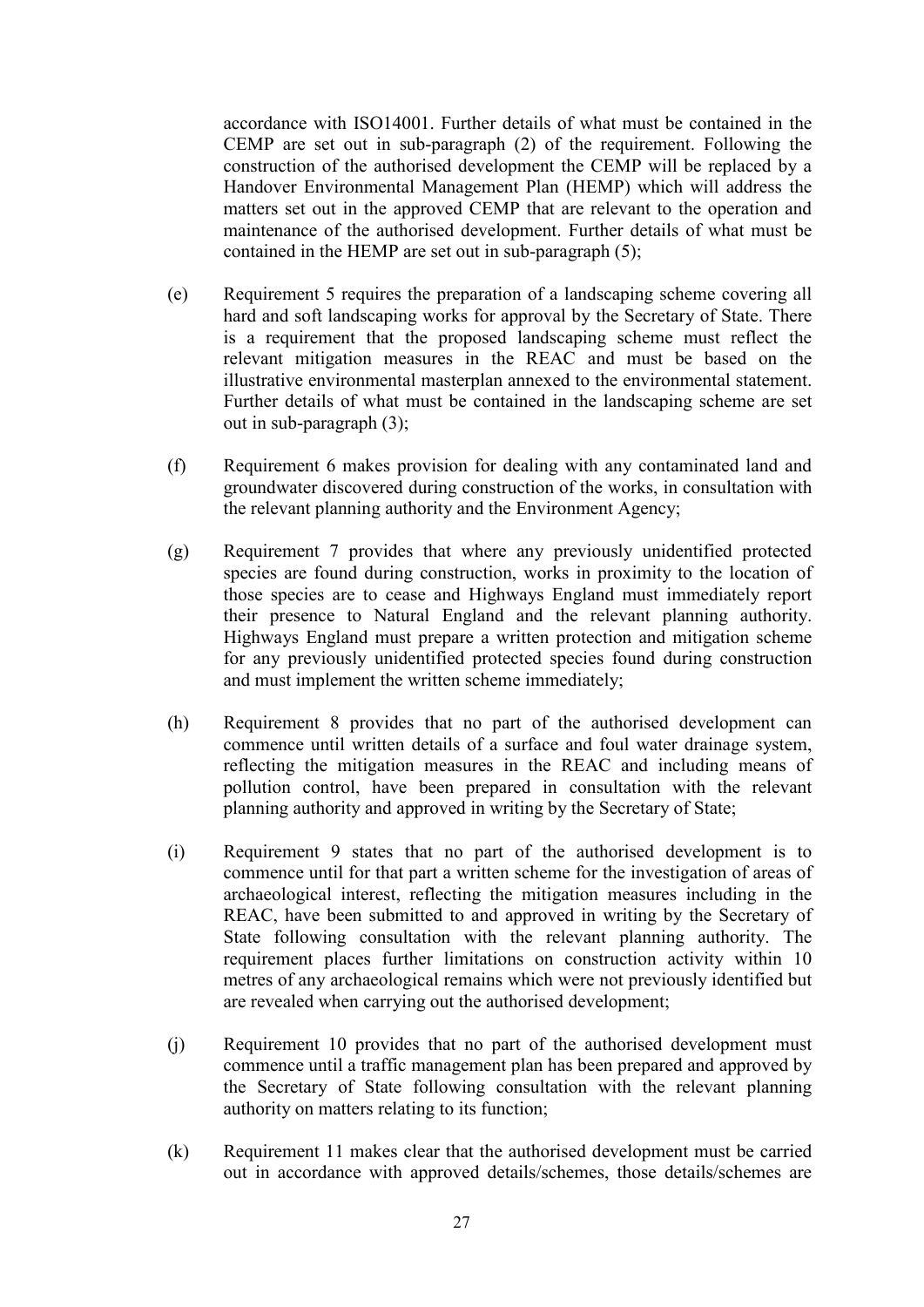accordance with ISO14001. Further details of what must be contained in the CEMP are set out in sub-paragraph (2) of the requirement. Following the construction of the authorised development the CEMP will be replaced by a Handover Environmental Management Plan (HEMP) which will address the matters set out in the approved CEMP that are relevant to the operation and maintenance of the authorised development. Further details of what must be contained in the HEMP are set out in sub-paragraph (5);

(e) Requirement 5 requires the preparation of a landscaping scheme covering all hard and soft landscaping works for approval by the Secretary of State. There is a requirement that the proposed landscaping scheme must reflect the relevant mitigation measures in the REAC and must be based on the illustrative environmental masterplan annexed to the environmental statement. Further details of what must be contained in the landscaping scheme are set out in sub-paragraph (3);

(f) Requirement 6 makes provision for dealing with any contaminated land and groundwater discovered during construction of the works, in consultation with the relevant planning authority and the Environment Agency;

(g) Requirement 7 provides that where any previously unidentified protected species are found during construction, works in proximity to the location of those species are to cease and Highways England must immediately report their presence to Natural England and the relevant planning authority. Highways England must prepare a written protection and mitigation scheme for any previously unidentified protected species found during construction and must implement the written scheme immediately;

(h) Requirement 8 provides that no part of the authorised development can commence until written details of a surface and foul water drainage system, reflecting the mitigation measures in the REAC and including means of pollution control, have been prepared in consultation with the relevant planning authority and approved in writing by the Secretary of State;

(i) Requirement 9 states that no part of the authorised development is to commence until for that part a written scheme for the investigation of areas of archaeological interest, reflecting the mitigation measures including in the REAC, have been submitted to and approved in writing by the Secretary of State following consultation with the relevant planning authority. The requirement places further limitations on construction activity within 10 metres of any archaeological remains which were not previously identified but are revealed when carrying out the authorised development;

(j) Requirement 10 provides that no part of the authorised development must commence until a traffic management plan has been prepared and approved by the Secretary of State following consultation with the relevant planning authority on matters relating to its function;

(k) Requirement 11 makes clear that the authorised development must be carried out in accordance with approved details/schemes, those details/schemes are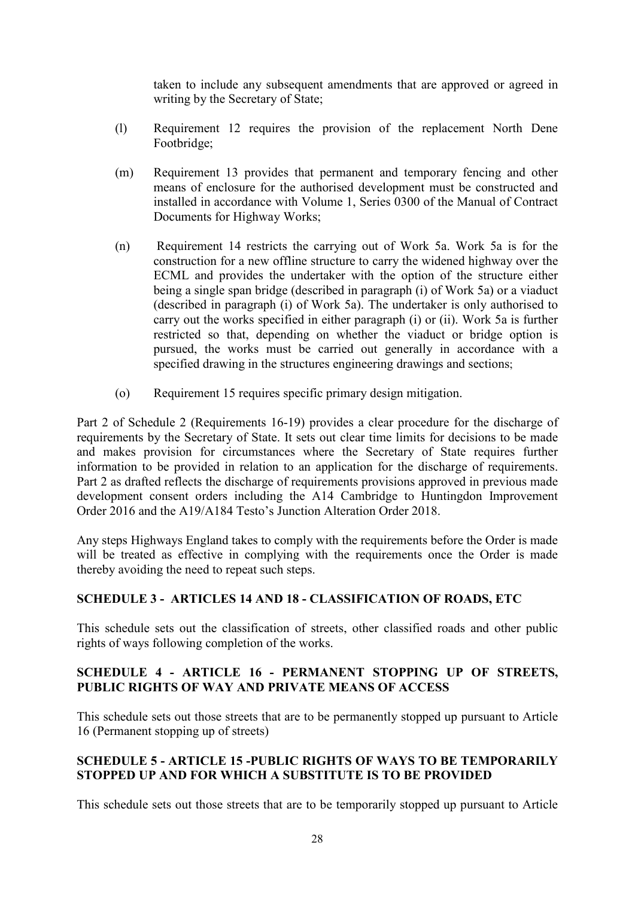taken to include any subsequent amendments that are approved or agreed in writing by the Secretary of State;

(l) Requirement 12 requires the provision of the replacement North Dene Footbridge;

(m) Requirement 13 provides that permanent and temporary fencing and other means of enclosure for the authorised development must be constructed and installed in accordance with Volume 1, Series 0300 of the Manual of Contract Documents for Highway Works;

(n) Requirement 14 restricts the carrying out of Work 5a. Work 5a is for the construction for a new offline structure to carry the widened highway over the ECML and provides the undertaker with the option of the structure either being a single span bridge (described in paragraph (i) of Work 5a) or a viaduct (described in paragraph (i) of Work 5a). The undertaker is only authorised to carry out the works specified in either paragraph (i) or (ii). Work 5a is further restricted so that, depending on whether the viaduct or bridge option is pursued, the works must be carried out generally in accordance with a specified drawing in the structures engineering drawings and sections;

(o) Requirement 15 requires specific primary design mitigation.

Part 2 of Schedule 2 (Requirements 16-19) provides a clear procedure for the discharge of requirements by the Secretary of State. It sets out clear time limits for decisions to be made and makes provision for circumstances where the Secretary of State requires further information to be provided in relation to an application for the discharge of requirements. Part 2 as drafted reflects the discharge of requirements provisions approved in previous made development consent orders including the A14 Cambridge to Huntingdon Improvement Order 2016 and the A19/A184 Testo's Junction Alteration Order 2018.

Any steps Highways England takes to comply with the requirements before the Order is made will be treated as effective in complying with the requirements once the Order is made thereby avoiding the need to repeat such steps.

## SCHEDULE 3 - ARTICLES 14 AND 18 - CLASSIFICATION OF ROADS, ETC

This schedule sets out the classification of streets, other classified roads and other public rights of ways following completion of the works.

## SCHEDULE 4 - ARTICLE 16 - PERMANENT STOPPING UP OF STREETS, PUBLIC RIGHTS OF WAY AND PRIVATE MEANS OF ACCESS

This schedule sets out those streets that are to be permanently stopped up pursuant to Article 16 (Permanent stopping up of streets)

## SCHEDULE 5 - ARTICLE 15 -PUBLIC RIGHTS OF WAYS TO BE TEMPORARILY STOPPED UP AND FOR WHICH A SUBSTITUTE IS TO BE PROVIDED

This schedule sets out those streets that are to be temporarily stopped up pursuant to Article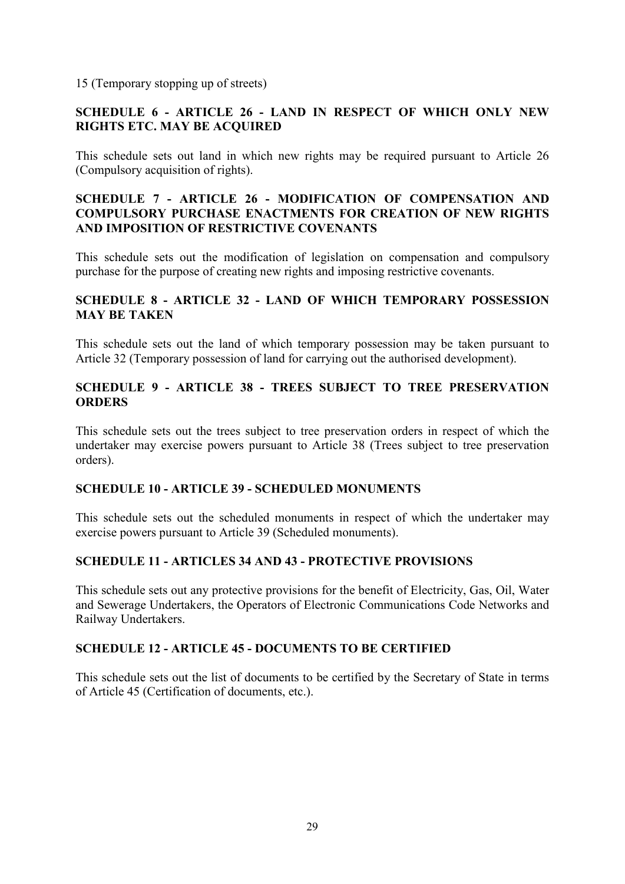15 (Temporary stopping up of streets)

**SCHEDULE 6 - ARTICLE 26 - LAND IN RESPECT OF WHICH ONLY NEW RIGHTS ETC. MAY BE ACQUIRED**

This schedule sets out land in which new rights may be required pursuant to Article 26 (Compulsory acquisition of rights).

**SCHEDULE 7 - ARTICLE 26 - MODIFICATION OF COMPENSATION AND COMPULSORY PURCHASE ENACTMENTS FOR CREATION OF NEW RIGHTS AND IMPOSITION OF RESTRICTIVE COVENANTS**

This schedule sets out the modification of legislation on compensation and compulsory purchase for the purpose of creating new rights and imposing restrictive covenants.

**SCHEDULE 8 - ARTICLE 32 - LAND OF WHICH TEMPORARY POSSESSION MAY BE TAKEN**

This schedule sets out the land of which temporary possession may be taken pursuant to Article 32 (Temporary possession of land for carrying out the authorised development).

**SCHEDULE 9 - ARTICLE 38 - TREES SUBJECT TO TREE PRESERVATION ORDERS**

This schedule sets out the trees subject to tree preservation orders in respect of which the undertaker may exercise powers pursuant to Article 38 (Trees subject to tree preservation orders).

**SCHEDULE 10 - ARTICLE 39 - SCHEDULED MONUMENTS**

This schedule sets out the scheduled monuments in respect of which the undertaker may exercise powers pursuant to Article 39 (Scheduled monuments).

**SCHEDULE 11 - ARTICLES 34 AND 43 - PROTECTIVE PROVISIONS**

This schedule sets out any protective provisions for the benefit of Electricity, Gas, Oil, Water and Sewerage Undertakers, the Operators of Electronic Communications Code Networks and Railway Undertakers.

**SCHEDULE 12 - ARTICLE 45 - DOCUMENTS TO BE CERTIFIED**

This schedule sets out the list of documents to be certified by the Secretary of State in terms of Article 45 (Certification of documents, etc.).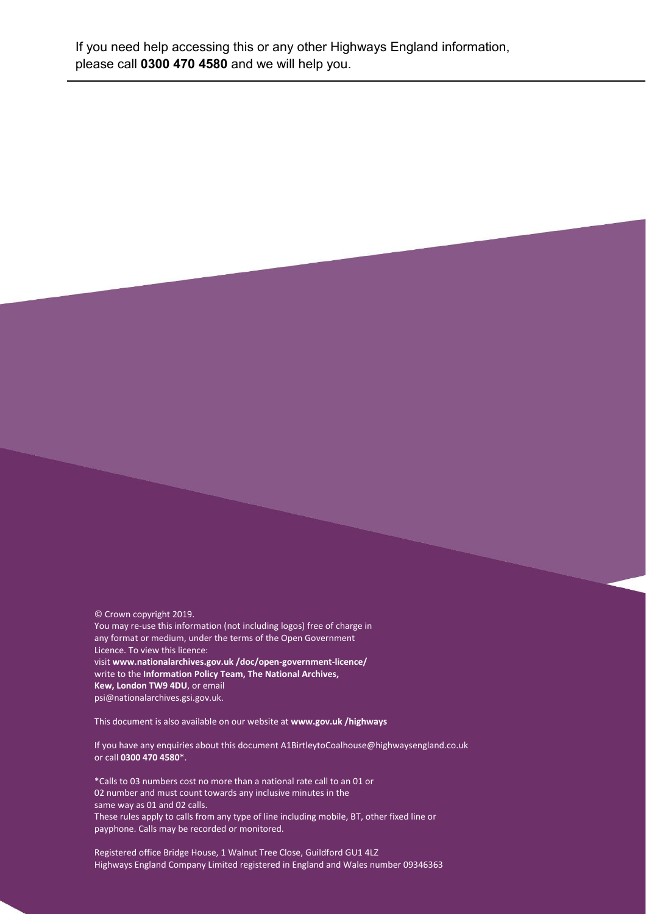If you need help accessing this or any other Highways England information, please call **0300 470 4580** and we will help you.

© Crown copyright 2019.
You may re-use this information (not including logos) free of charge in any format or medium, under the terms of the Open Government Licence. To view this licence:
visit **www.nationalarchives.gov.uk /doc/open-government-licence/**
write to the **Information Policy Team, The National Archives, Kew, London TW9 4DU**, or email
psi@nationalarchives.gsi.gov.uk.

This document is also available on our website at **www.gov.uk /highways**

If you have any enquiries about this document A1BirtleytoCoalhouse@highwaysengland.co.uk or call **0300 470 4580***.

*Calls to 03 numbers cost no more than a national rate call to an 01 or 02 number and must count towards any inclusive minutes in the same way as 01 and 02 calls.
These rules apply to calls from any type of line including mobile, BT, other fixed line or payphone. Calls may be recorded or monitored.

Registered office Bridge House, 1 Walnut Tree Close, Guildford GU1 4LZ
Highways England Company Limited registered in England and Wales number 09346363